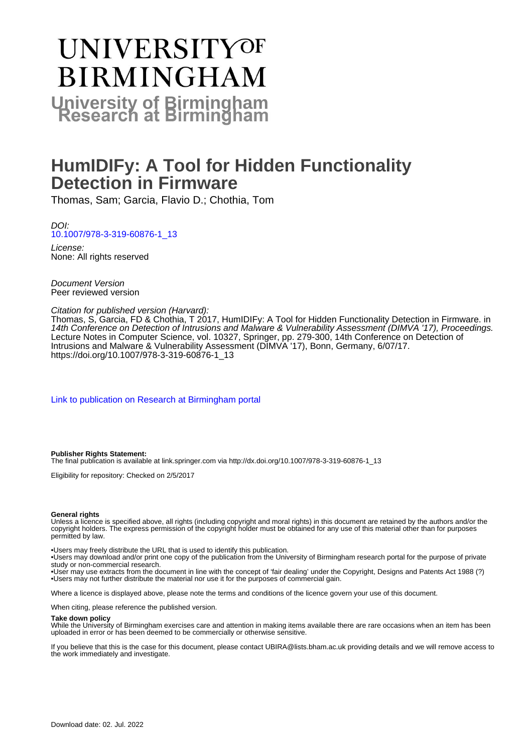# UNIVERSITY OF BIRMINGHAM

**University of Birmingham Research at Birmingham**

# HumIDIFy: A Tool for Hidden Functionality Detection in Firmware

Thomas, Sam; Garcia, Flavio D.; Chothia, Tom

*DOI:*
10.1007/978-3-319-60876-1_13

*License:*
None: All rights reserved

*Document Version*
Peer reviewed version

*Citation for published version (Harvard):*
Thomas, S, Garcia, FD & Chothia, T 2017, HumIDIFy: A Tool for Hidden Functionality Detection in Firmware. in *14th Conference on Detection of Intrusions and Malware & Vulnerability Assessment (DIMVA '17), Proceedings.* Lecture Notes in Computer Science, vol. 10327, Springer, pp. 279-300, 14th Conference on Detection of Intrusions and Malware & Vulnerability Assessment (DIMVA '17), Bonn, Germany, 6/07/17. https://doi.org/10.1007/978-3-319-60876-1_13

Link to publication on Research at Birmingham portal

**Publisher Rights Statement:**
The final publication is available at link.springer.com via http://dx.doi.org/10.1007/978-3-319-60876-1_13

Eligibility for repository: Checked on 2/5/2017

**General rights**
Unless a licence is specified above, all rights (including copyright and moral rights) in this document are retained by the authors and/or the copyright holders. The express permission of the copyright holder must be obtained for any use of this material other than for purposes permitted by law.

•Users may freely distribute the URL that is used to identify this publication.
•Users may download and/or print one copy of the publication from the University of Birmingham research portal for the purpose of private study or non-commercial research.
•User may use extracts from the document in line with the concept of 'fair dealing' under the Copyright, Designs and Patents Act 1988 (?)
•Users may not further distribute the material nor use it for the purposes of commercial gain.

Where a licence is displayed above, please note the terms and conditions of the licence govern your use of this document.

When citing, please reference the published version.

**Take down policy**
While the University of Birmingham exercises care and attention in making items available there are rare occasions when an item has been uploaded in error or has been deemed to be commercially or otherwise sensitive.

If you believe that this is the case for this document, please contact UBIRA@lists.bham.ac.uk providing details and we will remove access to the work immediately and investigate.

Download date: 02. Jul. 2022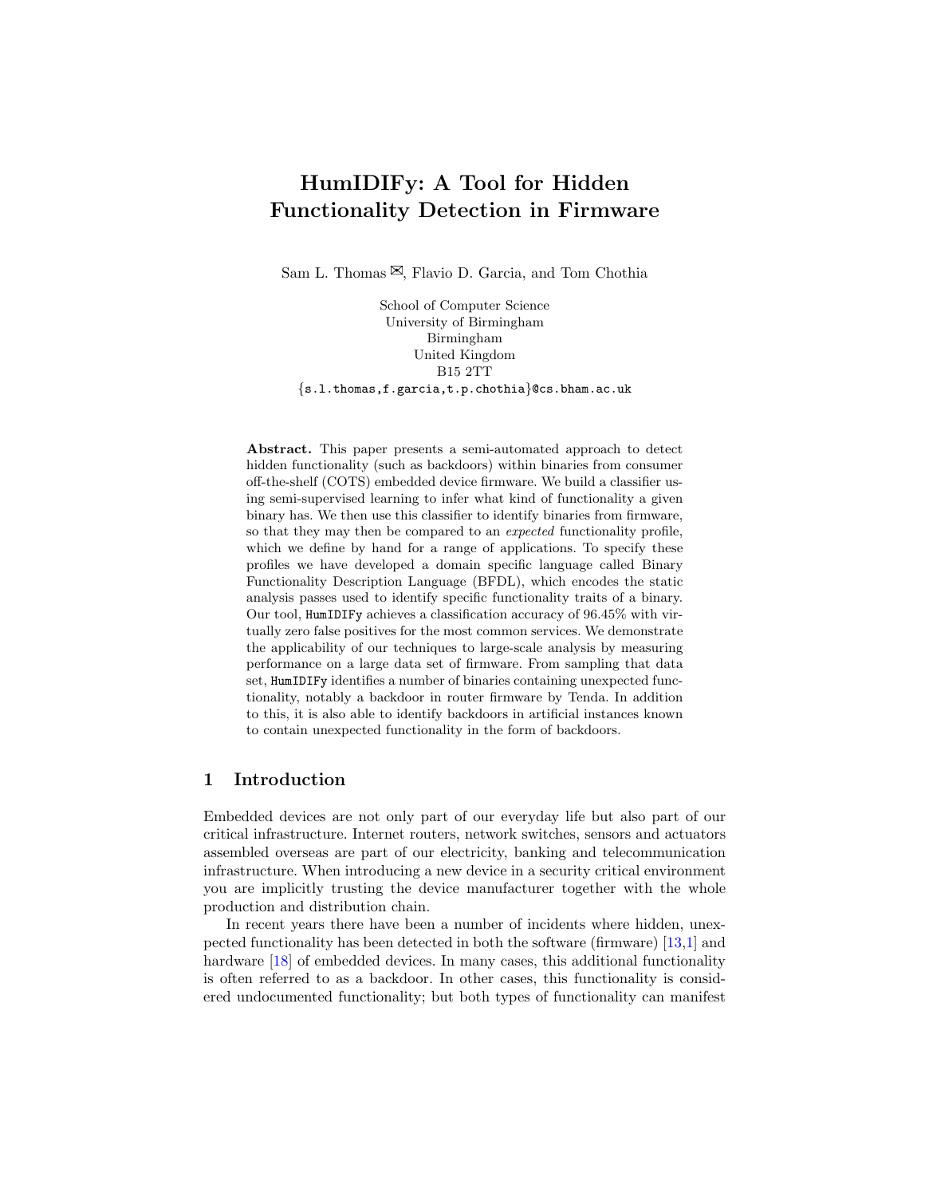# HumIDIFy: A Tool for Hidden Functionality Detection in Firmware

Sam L. Thomas ✉, Flavio D. Garcia, and Tom Chothia

School of Computer Science
University of Birmingham
Birmingham
United Kingdom
B15 2TT
{s.l.thomas,f.garcia,t.p.chothia}@cs.bham.ac.uk

**Abstract.** This paper presents a semi-automated approach to detect hidden functionality (such as backdoors) within binaries from consumer off-the-shelf (COTS) embedded device firmware. We build a classifier using semi-supervised learning to infer what kind of functionality a given binary has. We then use this classifier to identify binaries from firmware, so that they may then be compared to an *expected* functionality profile, which we define by hand for a range of applications. To specify these profiles we have developed a domain specific language called Binary Functionality Description Language (BFDL), which encodes the static analysis passes used to identify specific functionality traits of a binary. Our tool, HumIDIFy achieves a classification accuracy of 96.45% with virtually zero false positives for the most common services. We demonstrate the applicability of our techniques to large-scale analysis by measuring performance on a large data set of firmware. From sampling that data set, HumIDIFy identifies a number of binaries containing unexpected functionality, notably a backdoor in router firmware by Tenda. In addition to this, it is also able to identify backdoors in artificial instances known to contain unexpected functionality in the form of backdoors.

## 1 Introduction

Embedded devices are not only part of our everyday life but also part of our critical infrastructure. Internet routers, network switches, sensors and actuators assembled overseas are part of our electricity, banking and telecommunication infrastructure. When introducing a new device in a security critical environment you are implicitly trusting the device manufacturer together with the whole production and distribution chain.

In recent years there have been a number of incidents where hidden, unexpected functionality has been detected in both the software (firmware) [13,1] and hardware [18] of embedded devices. In many cases, this additional functionality is often referred to as a backdoor. In other cases, this functionality is considered undocumented functionality; but both types of functionality can manifest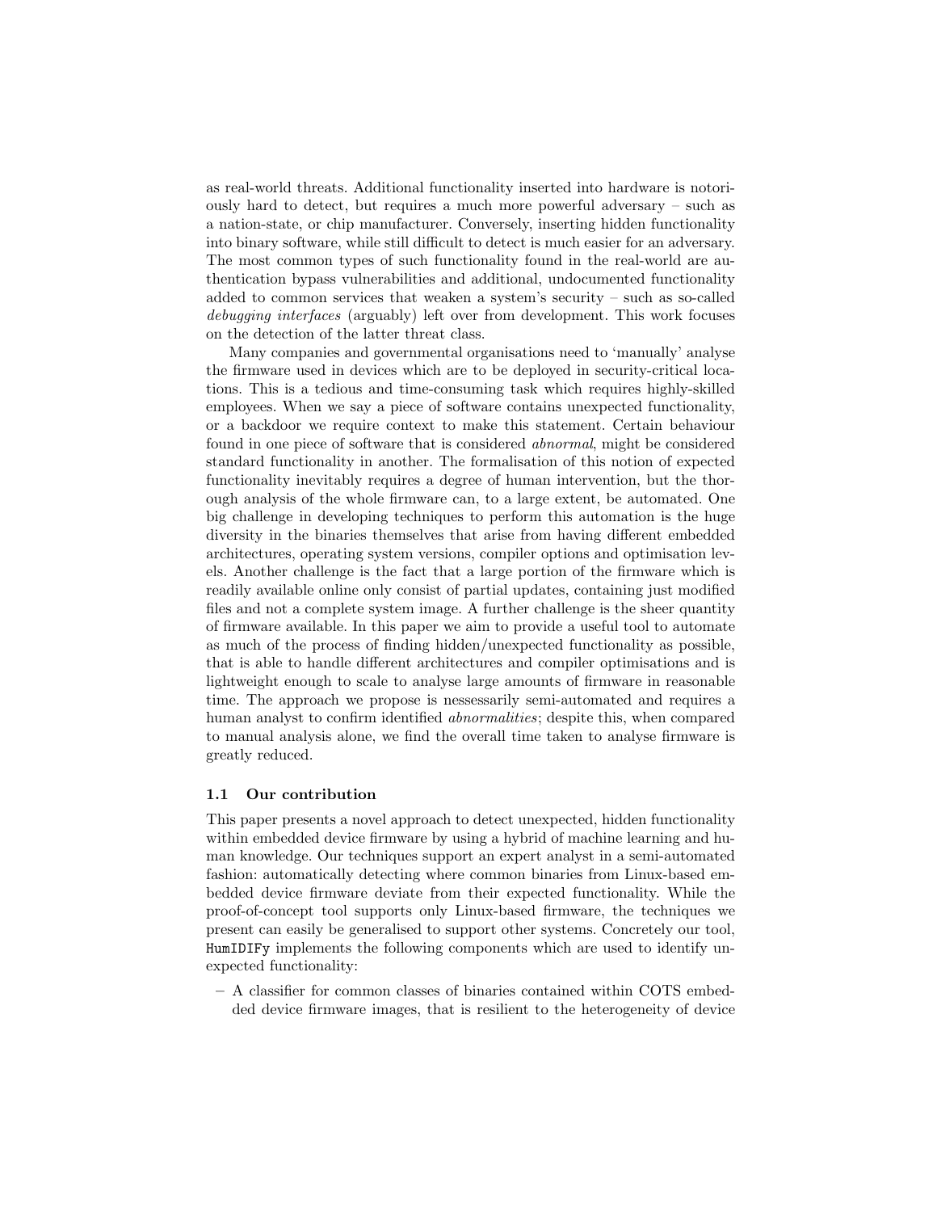as real-world threats. Additional functionality inserted into hardware is notoriously hard to detect, but requires a much more powerful adversary – such as a nation-state, or chip manufacturer. Conversely, inserting hidden functionality into binary software, while still difficult to detect is much easier for an adversary. The most common types of such functionality found in the real-world are authentication bypass vulnerabilities and additional, undocumented functionality added to common services that weaken a system's security – such as so-called *debugging interfaces* (arguably) left over from development. This work focuses on the detection of the latter threat class.

Many companies and governmental organisations need to 'manually' analyse the firmware used in devices which are to be deployed in security-critical locations. This is a tedious and time-consuming task which requires highly-skilled employees. When we say a piece of software contains unexpected functionality, or a backdoor we require context to make this statement. Certain behaviour found in one piece of software that is considered *abnormal*, might be considered standard functionality in another. The formalisation of this notion of expected functionality inevitably requires a degree of human intervention, but the thorough analysis of the whole firmware can, to a large extent, be automated. One big challenge in developing techniques to perform this automation is the huge diversity in the binaries themselves that arise from having different embedded architectures, operating system versions, compiler options and optimisation levels. Another challenge is the fact that a large portion of the firmware which is readily available online only consist of partial updates, containing just modified files and not a complete system image. A further challenge is the sheer quantity of firmware available. In this paper we aim to provide a useful tool to automate as much of the process of finding hidden/unexpected functionality as possible, that is able to handle different architectures and compiler optimisations and is lightweight enough to scale to analyse large amounts of firmware in reasonable time. The approach we propose is nessessarily semi-automated and requires a human analyst to confirm identified *abnormalities*; despite this, when compared to manual analysis alone, we find the overall time taken to analyse firmware is greatly reduced.

### 1.1 Our contribution

This paper presents a novel approach to detect unexpected, hidden functionality within embedded device firmware by using a hybrid of machine learning and human knowledge. Our techniques support an expert analyst in a semi-automated fashion: automatically detecting where common binaries from Linux-based embedded device firmware deviate from their expected functionality. While the proof-of-concept tool supports only Linux-based firmware, the techniques we present can easily be generalised to support other systems. Concretely our tool, `HumIDIFy` implements the following components which are used to identify unexpected functionality:

- A classifier for common classes of binaries contained within COTS embedded device firmware images, that is resilient to the heterogeneity of device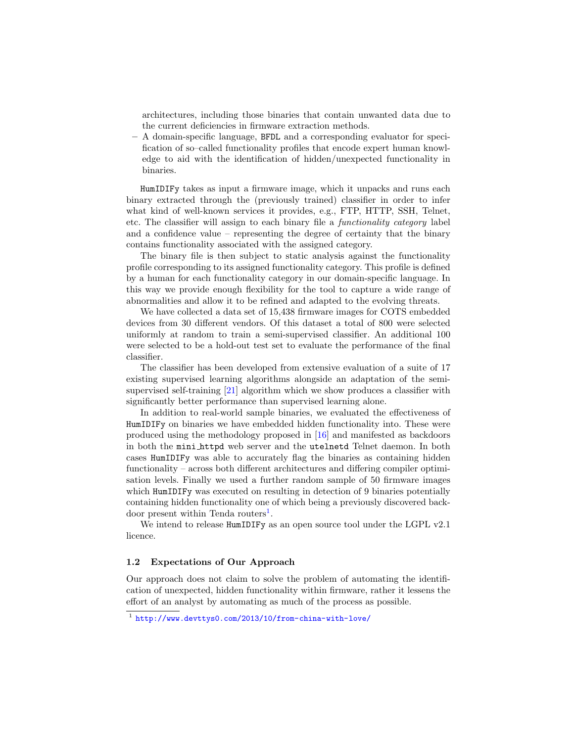architectures, including those binaries that contain unwanted data due to the current deficiencies in firmware extraction methods.

- A domain-specific language, `BFDL` and a corresponding evaluator for specification of so–called functionality profiles that encode expert human knowledge to aid with the identification of hidden/unexpected functionality in binaries.

`HumIDIFy` takes as input a firmware image, which it unpacks and runs each binary extracted through the (previously trained) classifier in order to infer what kind of well-known services it provides, e.g., FTP, HTTP, SSH, Telnet, etc. The classifier will assign to each binary file a *functionality category* label and a confidence value – representing the degree of certainty that the binary contains functionality associated with the assigned category.

The binary file is then subject to static analysis against the functionality profile corresponding to its assigned functionality category. This profile is defined by a human for each functionality category in our domain-specific language. In this way we provide enough flexibility for the tool to capture a wide range of abnormalities and allow it to be refined and adapted to the evolving threats.

We have collected a data set of 15,438 firmware images for COTS embedded devices from 30 different vendors. Of this dataset a total of 800 were selected uniformly at random to train a semi-supervised classifier. An additional 100 were selected to be a hold-out test set to evaluate the performance of the final classifier.

The classifier has been developed from extensive evaluation of a suite of 17 existing supervised learning algorithms alongside an adaptation of the semi-supervised self-training [21] algorithm which we show produces a classifier with significantly better performance than supervised learning alone.

In addition to real-world sample binaries, we evaluated the effectiveness of `HumIDIFy` on binaries we have embedded hidden functionality into. These were produced using the methodology proposed in [16] and manifested as backdoors in both the `mini_httpd` web server and the `utelnetd` Telnet daemon. In both cases `HumIDIFy` was able to accurately flag the binaries as containing hidden functionality – across both different architectures and differing compiler optimisation levels. Finally we used a further random sample of 50 firmware images which `HumIDIFy` was executed on resulting in detection of 9 binaries potentially containing hidden functionality one of which being a previously discovered backdoor present within Tenda routers[1].

We intend to release `HumIDIFy` as an open source tool under the LGPL v2.1 licence.

### 1.2 Expectations of Our Approach

Our approach does not claim to solve the problem of automating the identification of unexpected, hidden functionality within firmware, rather it lessens the effort of an analyst by automating as much of the process as possible.

[1] http://www.devttys0.com/2013/10/from-china-with-love/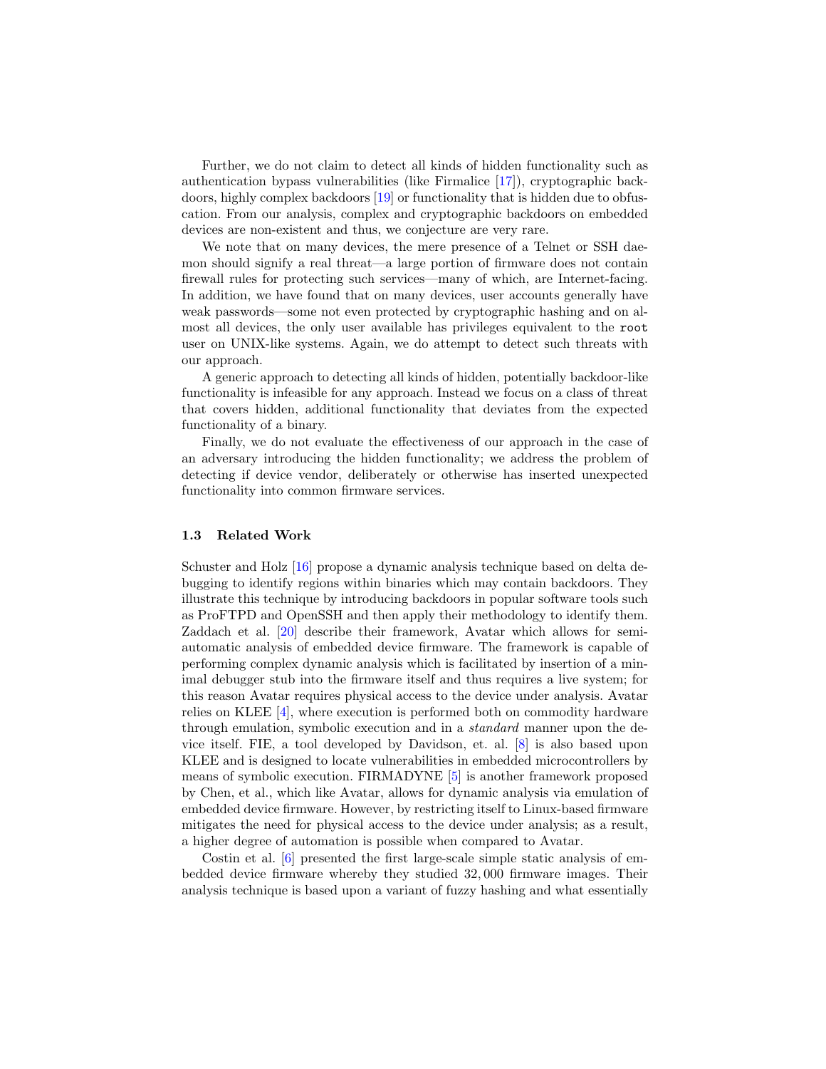Further, we do not claim to detect all kinds of hidden functionality such as authentication bypass vulnerabilities (like Firmalice [17]), cryptographic backdoors, highly complex backdoors [19] or functionality that is hidden due to obfuscation. From our analysis, complex and cryptographic backdoors on embedded devices are non-existent and thus, we conjecture are very rare.

We note that on many devices, the mere presence of a Telnet or SSH daemon should signify a real threat—a large portion of firmware does not contain firewall rules for protecting such services—many of which, are Internet-facing. In addition, we have found that on many devices, user accounts generally have weak passwords—some not even protected by cryptographic hashing and on almost all devices, the only user available has privileges equivalent to the `root` user on UNIX-like systems. Again, we do attempt to detect such threats with our approach.

A generic approach to detecting all kinds of hidden, potentially backdoor-like functionality is infeasible for any approach. Instead we focus on a class of threat that covers hidden, additional functionality that deviates from the expected functionality of a binary.

Finally, we do not evaluate the effectiveness of our approach in the case of an adversary introducing the hidden functionality; we address the problem of detecting if device vendor, deliberately or otherwise has inserted unexpected functionality into common firmware services.

### 1.3 Related Work

Schuster and Holz [16] propose a dynamic analysis technique based on delta debugging to identify regions within binaries which may contain backdoors. They illustrate this technique by introducing backdoors in popular software tools such as ProFTPD and OpenSSH and then apply their methodology to identify them. Zaddach et al. [20] describe their framework, Avatar which allows for semi-automatic analysis of embedded device firmware. The framework is capable of performing complex dynamic analysis which is facilitated by insertion of a minimal debugger stub into the firmware itself and thus requires a live system; for this reason Avatar requires physical access to the device under analysis. Avatar relies on KLEE [4], where execution is performed both on commodity hardware through emulation, symbolic execution and in a *standard* manner upon the device itself. FIE, a tool developed by Davidson, et. al. [8] is also based upon KLEE and is designed to locate vulnerabilities in embedded microcontrollers by means of symbolic execution. FIRMADYNE [5] is another framework proposed by Chen, et al., which like Avatar, allows for dynamic analysis via emulation of embedded device firmware. However, by restricting itself to Linux-based firmware mitigates the need for physical access to the device under analysis; as a result, a higher degree of automation is possible when compared to Avatar.

Costin et al. [6] presented the first large-scale simple static analysis of embedded device firmware whereby they studied 32,000 firmware images. Their analysis technique is based upon a variant of fuzzy hashing and what essentially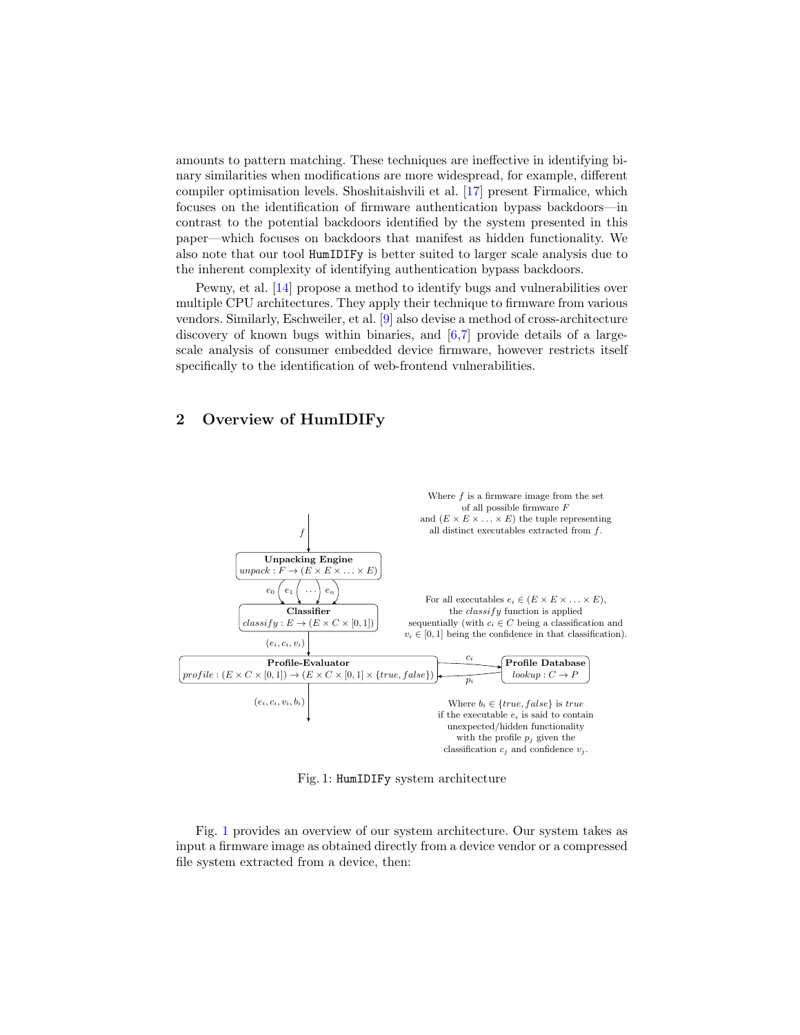amounts to pattern matching. These techniques are ineffective in identifying binary similarities when modifications are more widespread, for example, different compiler optimisation levels. Shoshitaishvili et al. [17] present Firmalice, which focuses on the identification of firmware authentication bypass backdoors—in contrast to the potential backdoors identified by the system presented in this paper—which focuses on backdoors that manifest as hidden functionality. We also note that our tool `HumIDIFy` is better suited to larger scale analysis due to the inherent complexity of identifying authentication bypass backdoors.

Pewny, et al. [14] propose a method to identify bugs and vulnerabilities over multiple CPU architectures. They apply their technique to firmware from various vendors. Similarly, Eschweiler, et al. [9] also devise a method of cross-architecture discovery of known bugs within binaries, and [6,7] provide details of a large-scale analysis of consumer embedded device firmware, however restricts itself specifically to the identification of web-frontend vulnerabilities.

## 2 Overview of HumIDIFy

$f$ → **Unpacking Engine** $unpack : F \rightarrow (E \times E \times \ldots \times E)$ → $e_0, e_1, \ldots, e_n$ → **Classifier** $classify : E \rightarrow (E \times C \times [0,1])$ → $(e_i, c_i, v_i)$ → **Profile-Evaluator** $profile : (E \times C \times [0,1]) \rightarrow (E \times C \times [0,1] \times \{true, false\})$ ⇄ ($c_i$, $p_i$) **Profile Database** $lookup : C \rightarrow P$ → $(e_i, c_i, v_i, b_i)$

Where $f$ is a firmware image from the set of all possible firmware $F$ and $(E \times E \times \ldots \times E)$ the tuple representing all distinct executables extracted from $f$.

For all executables $e_i \in (E \times E \times \ldots \times E)$, the $classify$ function is applied sequentially (with $c_i \in C$ being a classification and $v_i \in [0,1]$ being the confidence in that classification).

Where $b_i \in \{true, false\}$ is $true$ if the executable $e_i$ is said to contain unexpected/hidden functionality with the profile $p_j$ given the classification $c_j$ and confidence $v_j$.

Fig. 1: `HumIDIFy` system architecture

Fig. 1 provides an overview of our system architecture. Our system takes as input a firmware image as obtained directly from a device vendor or a compressed file system extracted from a device, then: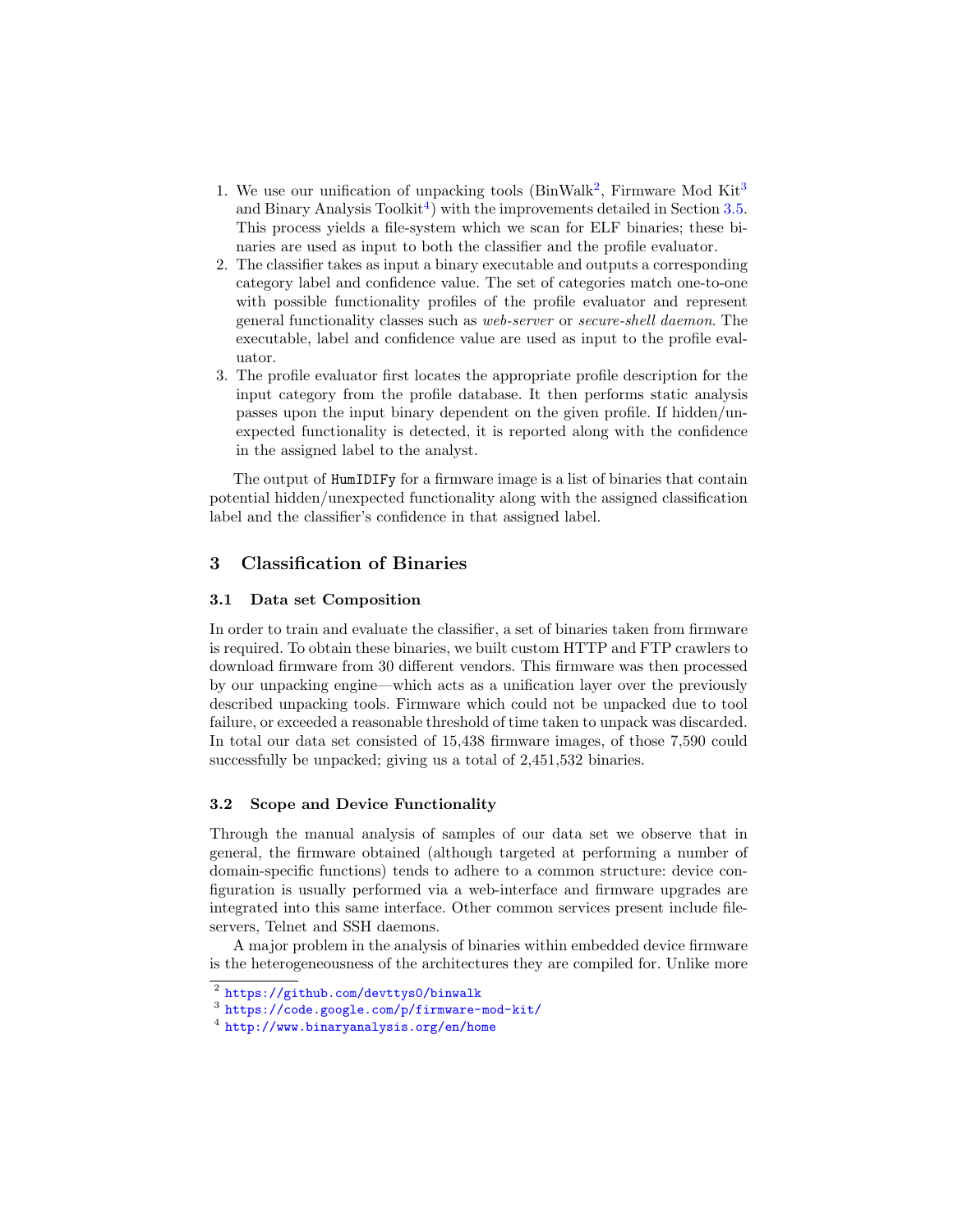1. We use our unification of unpacking tools (BinWalk[2], Firmware Mod Kit[3] and Binary Analysis Toolkit[4]) with the improvements detailed in Section 3.5. This process yields a file-system which we scan for ELF binaries; these binaries are used as input to both the classifier and the profile evaluator.
2. The classifier takes as input a binary executable and outputs a corresponding category label and confidence value. The set of categories match one-to-one with possible functionality profiles of the profile evaluator and represent general functionality classes such as *web-server* or *secure-shell daemon*. The executable, label and confidence value are used as input to the profile evaluator.
3. The profile evaluator first locates the appropriate profile description for the input category from the profile database. It then performs static analysis passes upon the input binary dependent on the given profile. If hidden/unexpected functionality is detected, it is reported along with the confidence in the assigned label to the analyst.

The output of `HumIDIFy` for a firmware image is a list of binaries that contain potential hidden/unexpected functionality along with the assigned classification label and the classifier's confidence in that assigned label.

## 3 Classification of Binaries

### 3.1 Data set Composition

In order to train and evaluate the classifier, a set of binaries taken from firmware is required. To obtain these binaries, we built custom HTTP and FTP crawlers to download firmware from 30 different vendors. This firmware was then processed by our unpacking engine—which acts as a unification layer over the previously described unpacking tools. Firmware which could not be unpacked due to tool failure, or exceeded a reasonable threshold of time taken to unpack was discarded. In total our data set consisted of 15,438 firmware images, of those 7,590 could successfully be unpacked; giving us a total of 2,451,532 binaries.

### 3.2 Scope and Device Functionality

Through the manual analysis of samples of our data set we observe that in general, the firmware obtained (although targeted at performing a number of domain-specific functions) tends to adhere to a common structure: device configuration is usually performed via a web-interface and firmware upgrades are integrated into this same interface. Other common services present include file-servers, Telnet and SSH daemons.

A major problem in the analysis of binaries within embedded device firmware is the heterogeneousness of the architectures they are compiled for. Unlike more

[2] https://github.com/devttys0/binwalk

[3] https://code.google.com/p/firmware-mod-kit/

[4] http://www.binaryanalysis.org/en/home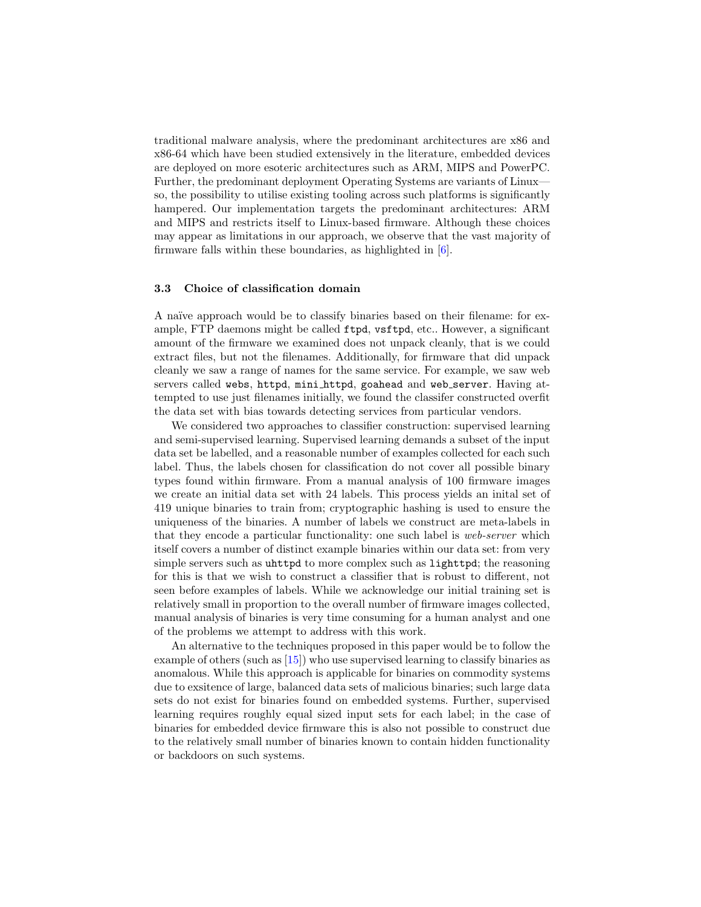traditional malware analysis, where the predominant architectures are x86 and x86-64 which have been studied extensively in the literature, embedded devices are deployed on more esoteric architectures such as ARM, MIPS and PowerPC. Further, the predominant deployment Operating Systems are variants of Linux—so, the possibility to utilise existing tooling across such platforms is significantly hampered. Our implementation targets the predominant architectures: ARM and MIPS and restricts itself to Linux-based firmware. Although these choices may appear as limitations in our approach, we observe that the vast majority of firmware falls within these boundaries, as highlighted in [6].

### 3.3 Choice of classification domain

A naïve approach would be to classify binaries based on their filename: for example, FTP daemons might be called `ftpd`, `vsftpd`, etc.. However, a significant amount of the firmware we examined does not unpack cleanly, that is we could extract files, but not the filenames. Additionally, for firmware that did unpack cleanly we saw a range of names for the same service. For example, we saw web servers called `webs`, `httpd`, `mini_httpd`, `goahead` and `web_server`. Having attempted to use just filenames initially, we found the classifer constructed overfit the data set with bias towards detecting services from particular vendors.

We considered two approaches to classifier construction: supervised learning and semi-supervised learning. Supervised learning demands a subset of the input data set be labelled, and a reasonable number of examples collected for each such label. Thus, the labels chosen for classification do not cover all possible binary types found within firmware. From a manual analysis of 100 firmware images we create an initial data set with 24 labels. This process yields an inital set of 419 unique binaries to train from; cryptographic hashing is used to ensure the uniqueness of the binaries. A number of labels we construct are meta-labels in that they encode a particular functionality: one such label is *web-server* which itself covers a number of distinct example binaries within our data set: from very simple servers such as `uhttpd` to more complex such as `lighttpd`; the reasoning for this is that we wish to construct a classifier that is robust to different, not seen before examples of labels. While we acknowledge our initial training set is relatively small in proportion to the overall number of firmware images collected, manual analysis of binaries is very time consuming for a human analyst and one of the problems we attempt to address with this work.

An alternative to the techniques proposed in this paper would be to follow the example of others (such as [15]) who use supervised learning to classify binaries as anomalous. While this approach is applicable for binaries on commodity systems due to exsitence of large, balanced data sets of malicious binaries; such large data sets do not exist for binaries found on embedded systems. Further, supervised learning requires roughly equal sized input sets for each label; in the case of binaries for embedded device firmware this is also not possible to construct due to the relatively small number of binaries known to contain hidden functionality or backdoors on such systems.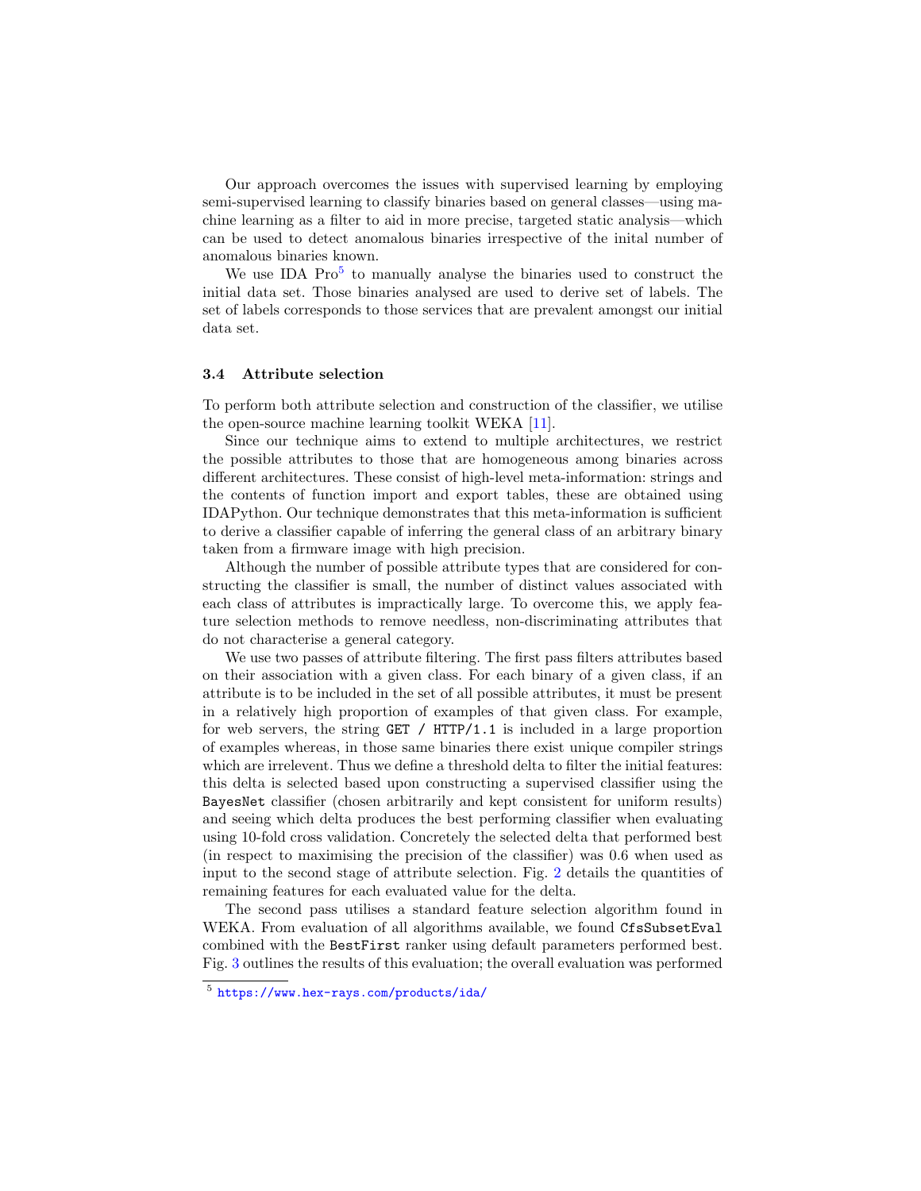Our approach overcomes the issues with supervised learning by employing semi-supervised learning to classify binaries based on general classes—using machine learning as a filter to aid in more precise, targeted static analysis—which can be used to detect anomalous binaries irrespective of the inital number of anomalous binaries known.

We use IDA Pro[5] to manually analyse the binaries used to construct the initial data set. Those binaries analysed are used to derive set of labels. The set of labels corresponds to those services that are prevalent amongst our initial data set.

### 3.4 Attribute selection

To perform both attribute selection and construction of the classifier, we utilise the open-source machine learning toolkit WEKA [11].

Since our technique aims to extend to multiple architectures, we restrict the possible attributes to those that are homogeneous among binaries across different architectures. These consist of high-level meta-information: strings and the contents of function import and export tables, these are obtained using IDAPython. Our technique demonstrates that this meta-information is sufficient to derive a classifier capable of inferring the general class of an arbitrary binary taken from a firmware image with high precision.

Although the number of possible attribute types that are considered for constructing the classifier is small, the number of distinct values associated with each class of attributes is impractically large. To overcome this, we apply feature selection methods to remove needless, non-discriminating attributes that do not characterise a general category.

We use two passes of attribute filtering. The first pass filters attributes based on their association with a given class. For each binary of a given class, if an attribute is to be included in the set of all possible attributes, it must be present in a relatively high proportion of examples of that given class. For example, for web servers, the string `GET / HTTP/1.1` is included in a large proportion of examples whereas, in those same binaries there exist unique compiler strings which are irrelevent. Thus we define a threshold delta to filter the initial features: this delta is selected based upon constructing a supervised classifier using the `BayesNet` classifier (chosen arbitrarily and kept consistent for uniform results) and seeing which delta produces the best performing classifier when evaluating using 10-fold cross validation. Concretely the selected delta that performed best (in respect to maximising the precision of the classifier) was 0.6 when used as input to the second stage of attribute selection. Fig. 2 details the quantities of remaining features for each evaluated value for the delta.

The second pass utilises a standard feature selection algorithm found in WEKA. From evaluation of all algorithms available, we found `CfsSubsetEval` combined with the `BestFirst` ranker using default parameters performed best. Fig. 3 outlines the results of this evaluation; the overall evaluation was performed

[5] https://www.hex-rays.com/products/ida/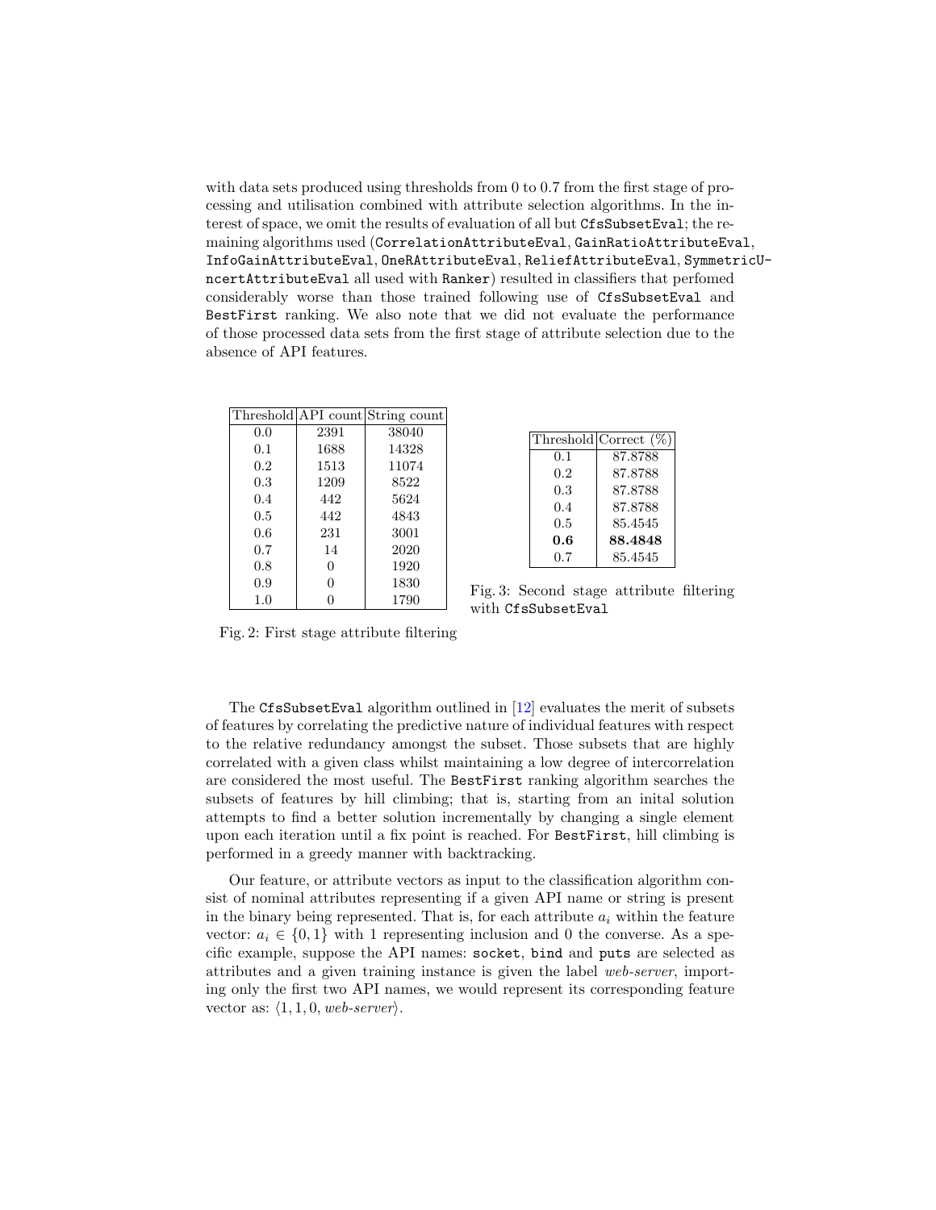with data sets produced using thresholds from 0 to 0.7 from the first stage of processing and utilisation combined with attribute selection algorithms. In the interest of space, we omit the results of evaluation of all but `CfsSubsetEval`; the remaining algorithms used (`CorrelationAttributeEval`, `GainRatioAttributeEval`, `InfoGainAttributeEval`, `OneRAttributeEval`, `ReliefAttributeEval`, `SymmetricUncertAttributeEval` all used with `Ranker`) resulted in classifiers that perfomed considerably worse than those trained following use of `CfsSubsetEval` and `BestFirst` ranking. We also note that we did not evaluate the performance of those processed data sets from the first stage of attribute selection due to the absence of API features.

| Threshold | API count | String count |
|---|---|---|
| 0.0 | 2391 | 38040 |
| 0.1 | 1688 | 14328 |
| 0.2 | 1513 | 11074 |
| 0.3 | 1209 | 8522 |
| 0.4 | 442 | 5624 |
| 0.5 | 442 | 4843 |
| 0.6 | 231 | 3001 |
| 0.7 | 14 | 2020 |
| 0.8 | 0 | 1920 |
| 0.9 | 0 | 1830 |
| 1.0 | 0 | 1790 |

Fig. 2: First stage attribute filtering

| Threshold | Correct (%) |
|---|---|
| 0.1 | 87.8788 |
| 0.2 | 87.8788 |
| 0.3 | 87.8788 |
| 0.4 | 87.8788 |
| 0.5 | 85.4545 |
| **0.6** | **88.4848** |
| 0.7 | 85.4545 |

Fig. 3: Second stage attribute filtering with `CfsSubsetEval`

The `CfsSubsetEval` algorithm outlined in [12] evaluates the merit of subsets of features by correlating the predictive nature of individual features with respect to the relative redundancy amongst the subset. Those subsets that are highly correlated with a given class whilst maintaining a low degree of intercorrelation are considered the most useful. The `BestFirst` ranking algorithm searches the subsets of features by hill climbing; that is, starting from an inital solution attempts to find a better solution incrementally by changing a single element upon each iteration until a fix point is reached. For `BestFirst`, hill climbing is performed in a greedy manner with backtracking.

Our feature, or attribute vectors as input to the classification algorithm consist of nominal attributes representing if a given API name or string is present in the binary being represented. That is, for each attribute $a_i$ within the feature vector: $a_i \in \{0, 1\}$ with 1 representing inclusion and 0 the converse. As a specific example, suppose the API names: `socket`, `bind` and `puts` are selected as attributes and a given training instance is given the label *web-server*, importing only the first two API names, we would represent its corresponding feature vector as: $\langle 1, 1, 0, \textit{web-server} \rangle$.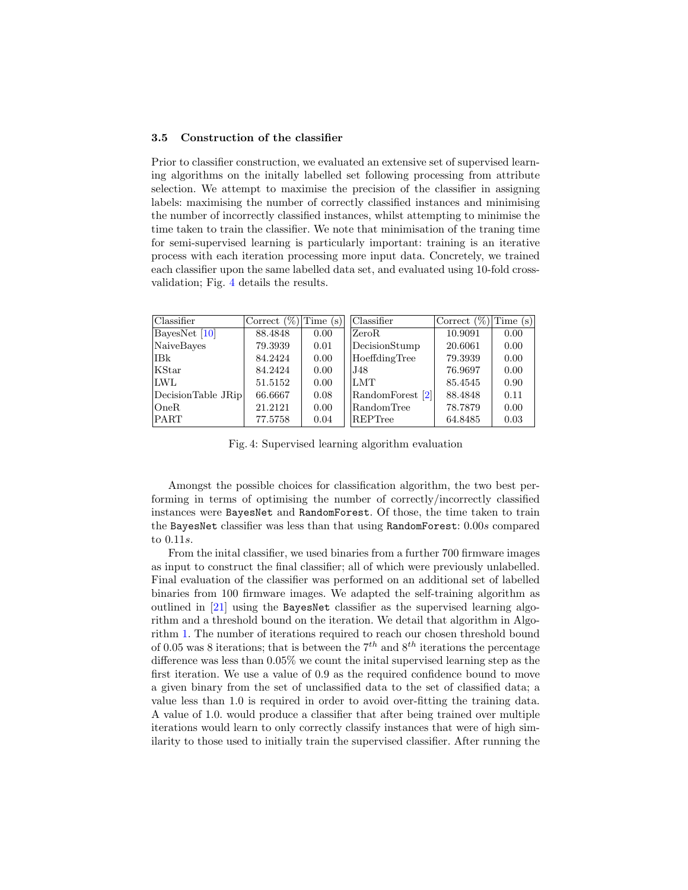### 3.5 Construction of the classifier

Prior to classifier construction, we evaluated an extensive set of supervised learning algorithms on the initally labelled set following processing from attribute selection. We attempt to maximise the precision of the classifier in assigning labels: maximising the number of correctly classified instances and minimising the number of incorrectly classified instances, whilst attempting to minimise the time taken to train the classifier. We note that minimisation of the traning time for semi-supervised learning is particularly important: training is an iterative process with each iteration processing more input data. Concretely, we trained each classifier upon the same labelled data set, and evaluated using 10-fold cross-validation; Fig. 4 details the results.

| Classifier | Correct (%) | Time (s) | Classifier | Correct (%) | Time (s) |
|---|---|---|---|---|---|
| BayesNet [10] | 88.4848 | 0.00 | ZeroR | 10.9091 | 0.00 |
| NaiveBayes | 79.3939 | 0.01 | DecisionStump | 20.6061 | 0.00 |
| IBk | 84.2424 | 0.00 | HoeffdingTree | 79.3939 | 0.00 |
| KStar | 84.2424 | 0.00 | J48 | 76.9697 | 0.00 |
| LWL | 51.5152 | 0.00 | LMT | 85.4545 | 0.90 |
| DecisionTable JRip | 66.6667 | 0.08 | RandomForest [2] | 88.4848 | 0.11 |
| OneR | 21.2121 | 0.00 | RandomTree | 78.7879 | 0.00 |
| PART | 77.5758 | 0.04 | REPTree | 64.8485 | 0.03 |

Fig. 4: Supervised learning algorithm evaluation

Amongst the possible choices for classification algorithm, the two best performing in terms of optimising the number of correctly/incorrectly classified instances were `BayesNet` and `RandomForest`. Of those, the time taken to train the `BayesNet` classifier was less than that using `RandomForest`: $0.00s$ compared to $0.11s$.

From the inital classifier, we used binaries from a further 700 firmware images as input to construct the final classifier; all of which were previously unlabelled. Final evaluation of the classifier was performed on an additional set of labelled binaries from 100 firmware images. We adapted the self-training algorithm as outlined in [21] using the `BayesNet` classifier as the supervised learning algorithm and a threshold bound on the iteration. We detail that algorithm in Algorithm 1. The number of iterations required to reach our chosen threshold bound of 0.05 was 8 iterations; that is between the $7^{th}$ and $8^{th}$ iterations the percentage difference was less than 0.05% we count the inital supervised learning step as the first iteration. We use a value of 0.9 as the required confidence bound to move a given binary from the set of unclassified data to the set of classified data; a value less than 1.0 is required in order to avoid over-fitting the training data. A value of 1.0. would produce a classifier that after being trained over multiple iterations would learn to only correctly classify instances that were of high similarity to those used to initially train the supervised classifier. After running the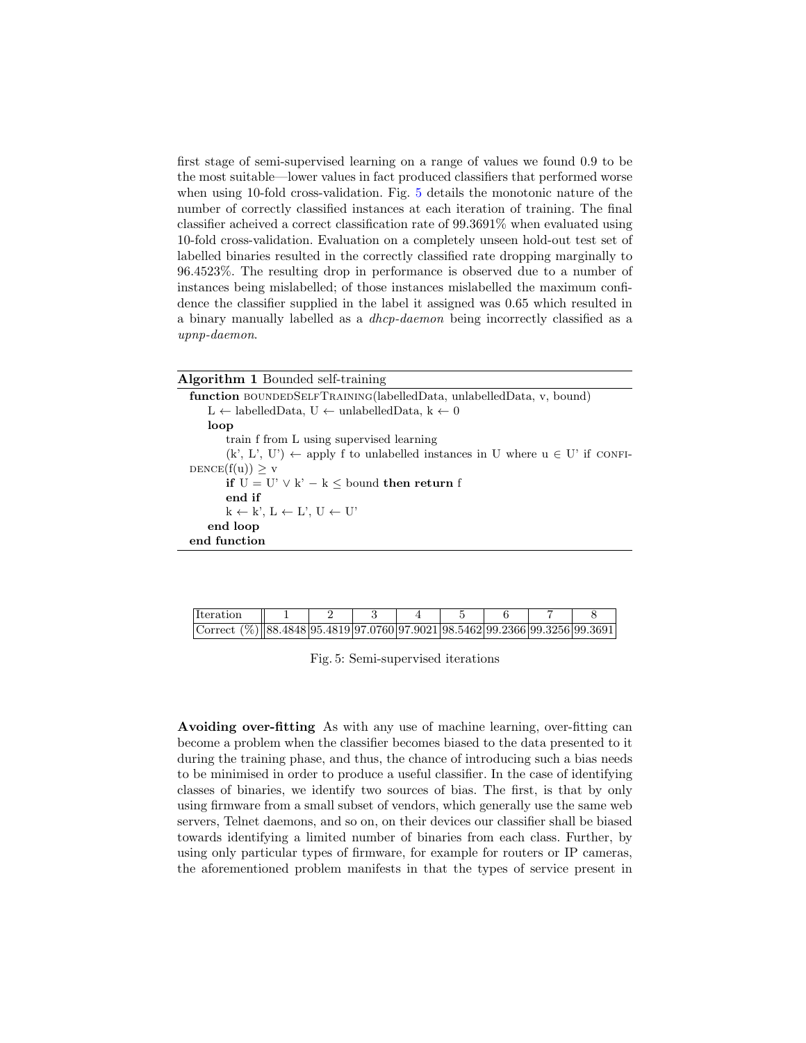first stage of semi-supervised learning on a range of values we found 0.9 to be the most suitable—lower values in fact produced classifiers that performed worse when using 10-fold cross-validation. Fig. 5 details the monotonic nature of the number of correctly classified instances at each iteration of training. The final classifier acheived a correct classification rate of 99.3691% when evaluated using 10-fold cross-validation. Evaluation on a completely unseen hold-out test set of labelled binaries resulted in the correctly classified rate dropping marginally to 96.4523%. The resulting drop in performance is observed due to a number of instances being mislabelled; of those instances mislabelled the maximum confidence the classifier supplied in the label it assigned was 0.65 which resulted in a binary manually labelled as a *dhcp-daemon* being incorrectly classified as a *upnp-daemon*.

**Algorithm 1** Bounded self-training

```
function boundedSelfTraining(labelledData, unlabelledData, v, bound)
    L ← labelledData, U ← unlabelledData, k ← 0
    loop
        train f from L using supervised learning
        (k', L', U') ← apply f to unlabelled instances in U where u ∈ U' if confidence(f(u)) ≥ v
        if U = U' ∨ k' − k ≤ bound then return f
        end if
        k ← k', L ← L', U ← U'
    end loop
end function
```

| Iteration | 1 | 2 | 3 | 4 | 5 | 6 | 7 | 8 |
|---|---|---|---|---|---|---|---|---|
| Correct (%) | 88.4848 | 95.4819 | 97.0760 | 97.9021 | 98.5462 | 99.2366 | 99.3256 | 99.3691 |

Fig. 5: Semi-supervised iterations

**Avoiding over-fitting** As with any use of machine learning, over-fitting can become a problem when the classifier becomes biased to the data presented to it during the training phase, and thus, the chance of introducing such a bias needs to be minimised in order to produce a useful classifier. In the case of identifying classes of binaries, we identify two sources of bias. The first, is that by only using firmware from a small subset of vendors, which generally use the same web servers, Telnet daemons, and so on, on their devices our classifier shall be biased towards identifying a limited number of binaries from each class. Further, by using only particular types of firmware, for example for routers or IP cameras, the aforementioned problem manifests in that the types of service present in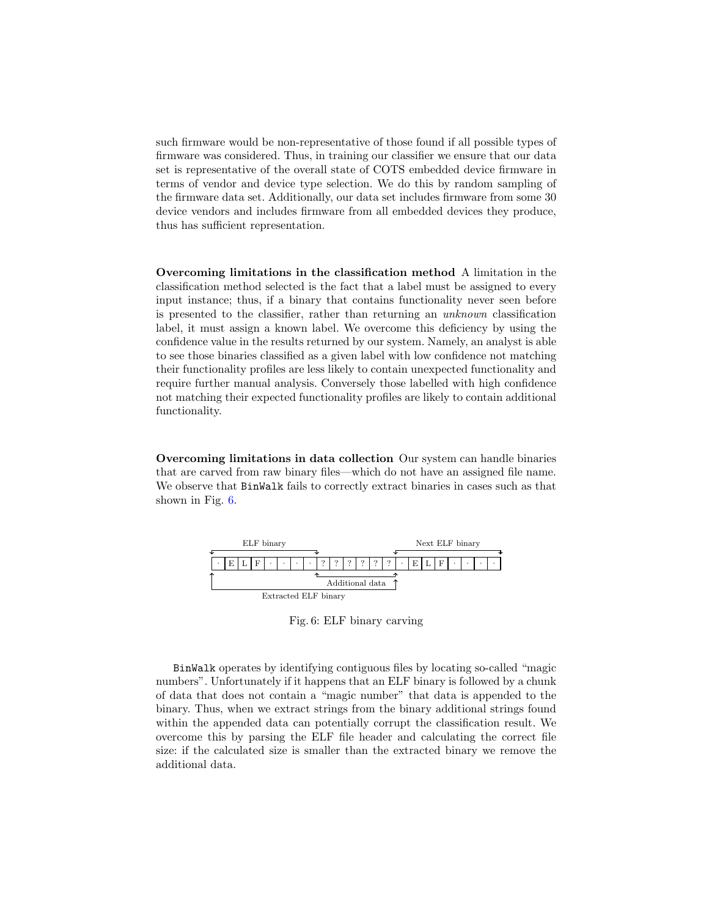such firmware would be non-representative of those found if all possible types of firmware was considered. Thus, in training our classifier we ensure that our data set is representative of the overall state of COTS embedded device firmware in terms of vendor and device type selection. We do this by random sampling of the firmware data set. Additionally, our data set includes firmware from some 30 device vendors and includes firmware from all embedded devices they produce, thus has sufficient representation.

**Overcoming limitations in the classification method** A limitation in the classification method selected is the fact that a label must be assigned to every input instance; thus, if a binary that contains functionality never seen before is presented to the classifier, rather than returning an *unknown* classification label, it must assign a known label. We overcome this deficiency by using the confidence value in the results returned by our system. Namely, an analyst is able to see those binaries classified as a given label with low confidence not matching their functionality profiles are less likely to contain unexpected functionality and require further manual analysis. Conversely those labelled with high confidence not matching their expected functionality profiles are likely to contain additional functionality.

**Overcoming limitations in data collection** Our system can handle binaries that are carved from raw binary files—which do not have an assigned file name. We observe that `BinWalk` fails to correctly extract binaries in cases such as that shown in Fig. 6.

| · | E | L | F | · | · | · | · | ? | ? | ? | ? | ? | ? | · | E | L | F | · | · | · | · |
|---|---|---|---|---|---|---|---|---|---|---|---|---|---|---|---|---|---|---|---|---|---|

ELF binary | Next ELF binary | Additional data | Extracted ELF binary

Fig. 6: ELF binary carving

`BinWalk` operates by identifying contiguous files by locating so-called "magic numbers". Unfortunately if it happens that an ELF binary is followed by a chunk of data that does not contain a "magic number" that data is appended to the binary. Thus, when we extract strings from the binary additional strings found within the appended data can potentially corrupt the classification result. We overcome this by parsing the ELF file header and calculating the correct file size: if the calculated size is smaller than the extracted binary we remove the additional data.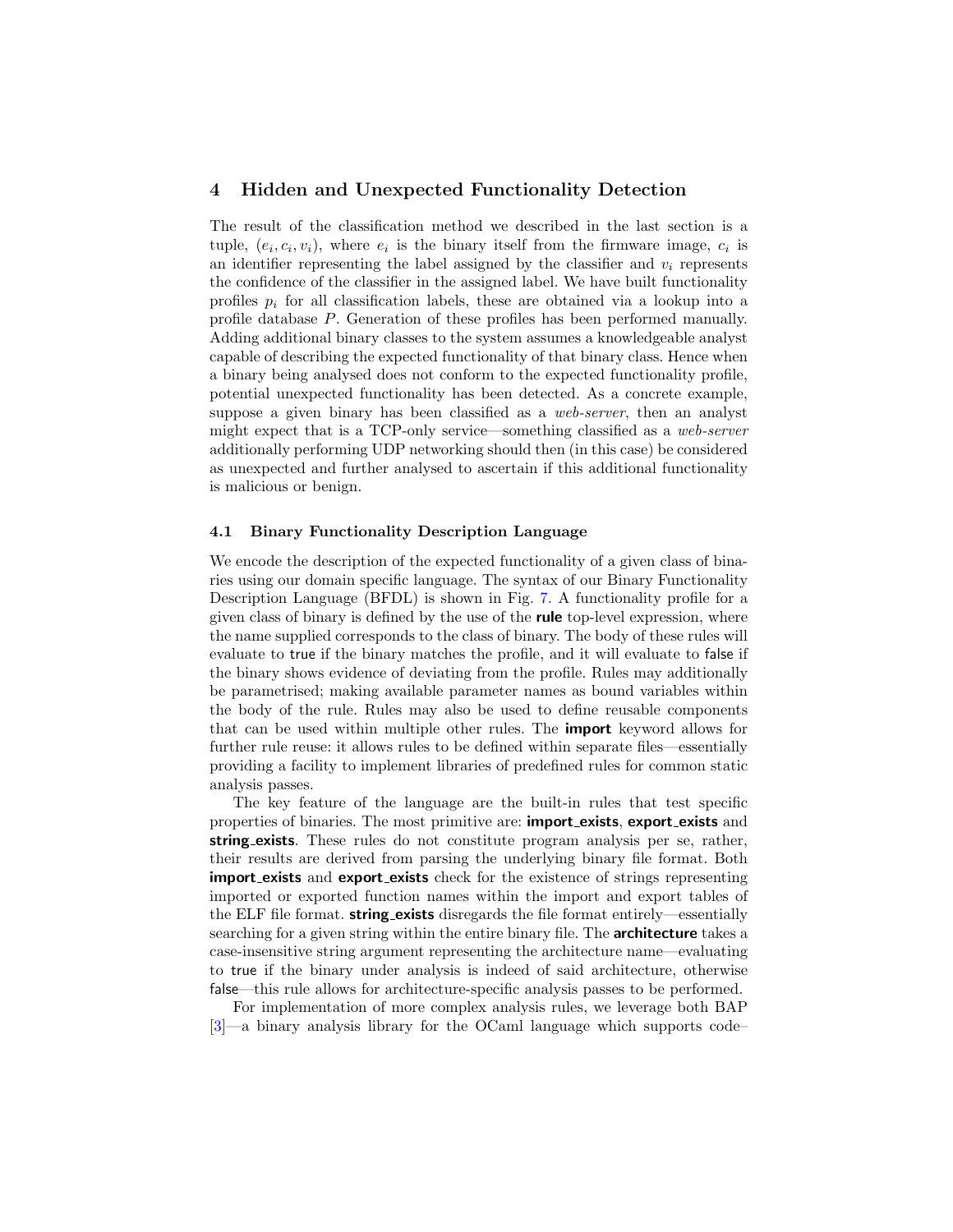## 4 Hidden and Unexpected Functionality Detection

The result of the classification method we described in the last section is a tuple, $(e_i, c_i, v_i)$, where $e_i$ is the binary itself from the firmware image, $c_i$ is an identifier representing the label assigned by the classifier and $v_i$ represents the confidence of the classifier in the assigned label. We have built functionality profiles $p_i$ for all classification labels, these are obtained via a lookup into a profile database $P$. Generation of these profiles has been performed manually. Adding additional binary classes to the system assumes a knowledgeable analyst capable of describing the expected functionality of that binary class. Hence when a binary being analysed does not conform to the expected functionality profile, potential unexpected functionality has been detected. As a concrete example, suppose a given binary has been classified as a *web-server*, then an analyst might expect that is a TCP-only service—something classified as a *web-server* additionally performing UDP networking should then (in this case) be considered as unexpected and further analysed to ascertain if this additional functionality is malicious or benign.

### 4.1 Binary Functionality Description Language

We encode the description of the expected functionality of a given class of binaries using our domain specific language. The syntax of our Binary Functionality Description Language (BFDL) is shown in Fig. 7. A functionality profile for a given class of binary is defined by the use of the **rule** top-level expression, where the name supplied corresponds to the class of binary. The body of these rules will evaluate to true if the binary matches the profile, and it will evaluate to false if the binary shows evidence of deviating from the profile. Rules may additionally be parametrised; making available parameter names as bound variables within the body of the rule. Rules may also be used to define reusable components that can be used within multiple other rules. The **import** keyword allows for further rule reuse: it allows rules to be defined within separate files—essentially providing a facility to implement libraries of predefined rules for common static analysis passes.

The key feature of the language are the built-in rules that test specific properties of binaries. The most primitive are: **import_exists**, **export_exists** and **string_exists**. These rules do not constitute program analysis per se, rather, their results are derived from parsing the underlying binary file format. Both **import_exists** and **export_exists** check for the existence of strings representing imported or exported function names within the import and export tables of the ELF file format. **string_exists** disregards the file format entirely—essentially searching for a given string within the entire binary file. The **architecture** takes a case-insensitive string argument representing the architecture name—evaluating to true if the binary under analysis is indeed of said architecture, otherwise false—this rule allows for architecture-specific analysis passes to be performed.

For implementation of more complex analysis rules, we leverage both BAP [3]—a binary analysis library for the OCaml language which supports code–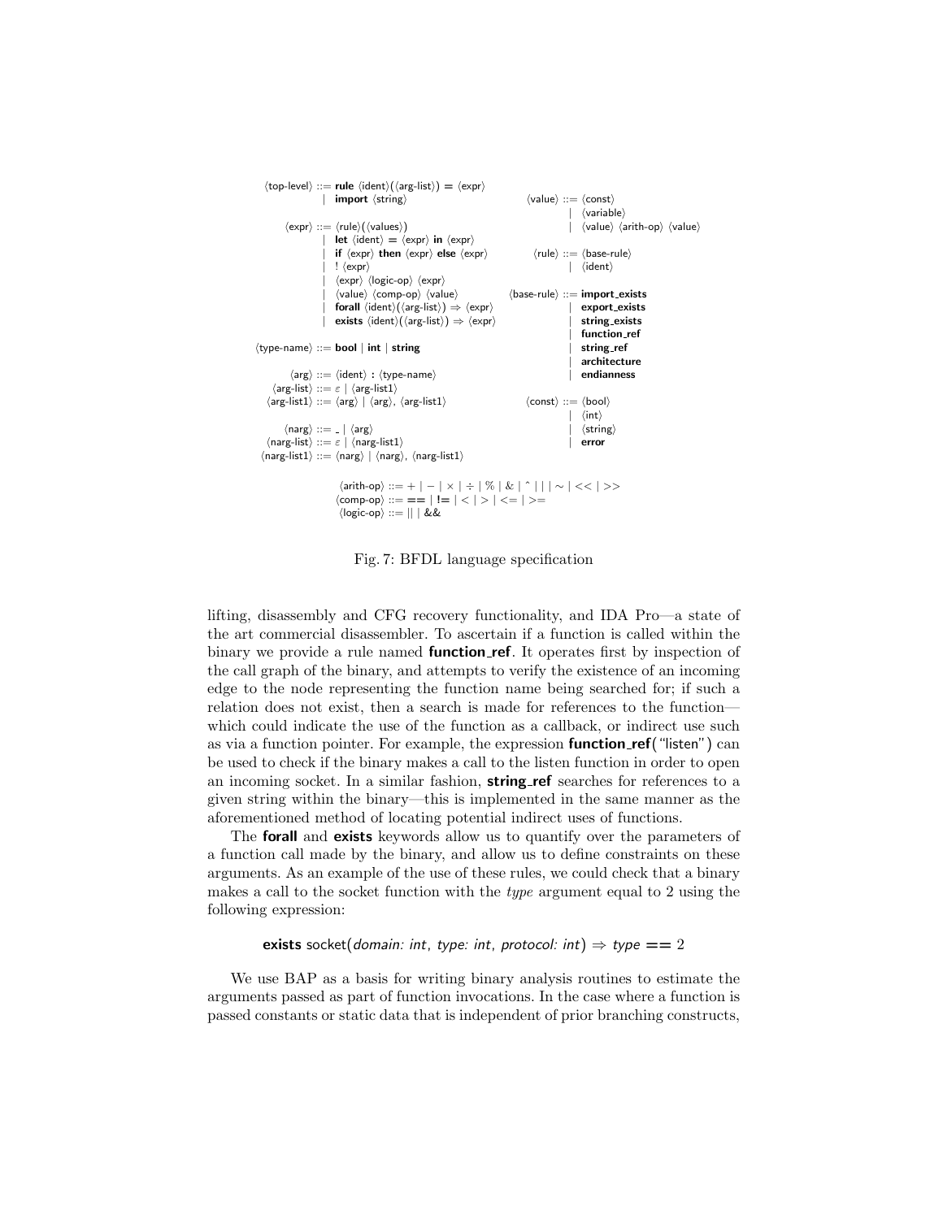```
⟨top-level⟩ ::= rule ⟨ident⟩(⟨arg-list⟩) = ⟨expr⟩
              | import ⟨string⟩

⟨expr⟩ ::= ⟨rule⟩(⟨values⟩)
         | let ⟨ident⟩ = ⟨expr⟩ in ⟨expr⟩
         | if ⟨expr⟩ then ⟨expr⟩ else ⟨expr⟩
         | ! ⟨expr⟩
         | ⟨expr⟩ ⟨logic-op⟩ ⟨expr⟩
         | ⟨value⟩ ⟨comp-op⟩ ⟨value⟩
         | forall ⟨ident⟩(⟨arg-list⟩) ⇒ ⟨expr⟩
         | exists ⟨ident⟩(⟨arg-list⟩) ⇒ ⟨expr⟩

⟨type-name⟩ ::= bool | int | string

⟨arg⟩ ::= ⟨ident⟩ : ⟨type-name⟩
⟨arg-list⟩ ::= ε | ⟨arg-list1⟩
⟨arg-list1⟩ ::= ⟨arg⟩ | ⟨arg⟩, ⟨arg-list1⟩

⟨narg⟩ ::= _ | ⟨arg⟩
⟨narg-list⟩ ::= ε | ⟨narg-list1⟩
⟨narg-list1⟩ ::= ⟨narg⟩ | ⟨narg⟩, ⟨narg-list1⟩

⟨value⟩ ::= ⟨const⟩
          | ⟨variable⟩
          | ⟨value⟩ ⟨arith-op⟩ ⟨value⟩

⟨rule⟩ ::= ⟨base-rule⟩
         | ⟨ident⟩

⟨base-rule⟩ ::= import_exists
              | export_exists
              | string_exists
              | function_ref
              | string_ref
              | architecture
              | endianness

⟨const⟩ ::= ⟨bool⟩
          | ⟨int⟩
          | ⟨string⟩
          | error

⟨arith-op⟩ ::= + | − | × | ÷ | % | & | ^ | | | ~ | << | >>
⟨comp-op⟩ ::= == | != | < | > | <= | >=
⟨logic-op⟩ ::= || | &&
```

Fig. 7: BFDL language specification

lifting, disassembly and CFG recovery functionality, and IDA Pro—a state of the art commercial disassembler. To ascertain if a function is called within the binary we provide a rule named **function_ref**. It operates first by inspection of the call graph of the binary, and attempts to verify the existence of an incoming edge to the node representing the function name being searched for; if such a relation does not exist, then a search is made for references to the function—which could indicate the use of the function as a callback, or indirect use such as via a function pointer. For example, the expression **function_ref**("listen") can be used to check if the binary makes a call to the listen function in order to open an incoming socket. In a similar fashion, **string_ref** searches for references to a given string within the binary—this is implemented in the same manner as the aforementioned method of locating potential indirect uses of functions.

The **forall** and **exists** keywords allow us to quantify over the parameters of a function call made by the binary, and allow us to define constraints on these arguments. As an example of the use of these rules, we could check that a binary makes a call to the socket function with the *type* argument equal to 2 using the following expression:

**exists** socket(*domain: int*, *type: int*, *protocol: int*) ⇒ *type* **==** 2

We use BAP as a basis for writing binary analysis routines to estimate the arguments passed as part of function invocations. In the case where a function is passed constants or static data that is independent of prior branching constructs,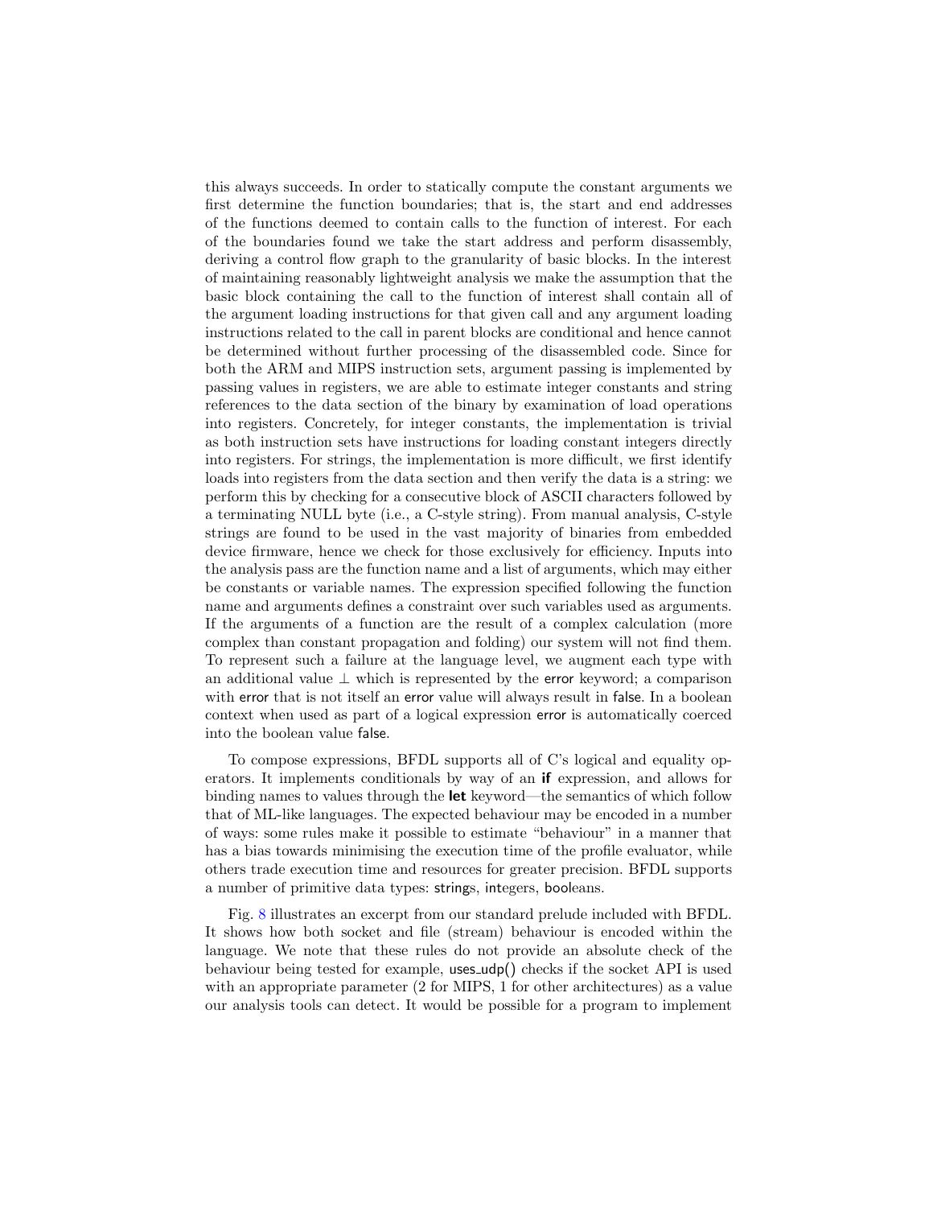this always succeeds. In order to statically compute the constant arguments we first determine the function boundaries; that is, the start and end addresses of the functions deemed to contain calls to the function of interest. For each of the boundaries found we take the start address and perform disassembly, deriving a control flow graph to the granularity of basic blocks. In the interest of maintaining reasonably lightweight analysis we make the assumption that the basic block containing the call to the function of interest shall contain all of the argument loading instructions for that given call and any argument loading instructions related to the call in parent blocks are conditional and hence cannot be determined without further processing of the disassembled code. Since for both the ARM and MIPS instruction sets, argument passing is implemented by passing values in registers, we are able to estimate integer constants and string references to the data section of the binary by examination of load operations into registers. Concretely, for integer constants, the implementation is trivial as both instruction sets have instructions for loading constant integers directly into registers. For strings, the implementation is more difficult, we first identify loads into registers from the data section and then verify the data is a string: we perform this by checking for a consecutive block of ASCII characters followed by a terminating NULL byte (i.e., a C-style string). From manual analysis, C-style strings are found to be used in the vast majority of binaries from embedded device firmware, hence we check for those exclusively for efficiency. Inputs into the analysis pass are the function name and a list of arguments, which may either be constants or variable names. The expression specified following the function name and arguments defines a constraint over such variables used as arguments. If the arguments of a function are the result of a complex calculation (more complex than constant propagation and folding) our system will not find them. To represent such a failure at the language level, we augment each type with an additional value $\perp$ which is represented by the error keyword; a comparison with error that is not itself an error value will always result in false. In a boolean context when used as part of a logical expression error is automatically coerced into the boolean value false.

To compose expressions, BFDL supports all of C's logical and equality operators. It implements conditionals by way of an **if** expression, and allows for binding names to values through the **let** keyword—the semantics of which follow that of ML-like languages. The expected behaviour may be encoded in a number of ways: some rules make it possible to estimate "behaviour" in a manner that has a bias towards minimising the execution time of the profile evaluator, while others trade execution time and resources for greater precision. BFDL supports a number of primitive data types: strings, integers, booleans.

Fig. 8 illustrates an excerpt from our standard prelude included with BFDL. It shows how both socket and file (stream) behaviour is encoded within the language. We note that these rules do not provide an absolute check of the behaviour being tested for example, uses_udp() checks if the socket API is used with an appropriate parameter (2 for MIPS, 1 for other architectures) as a value our analysis tools can detect. It would be possible for a program to implement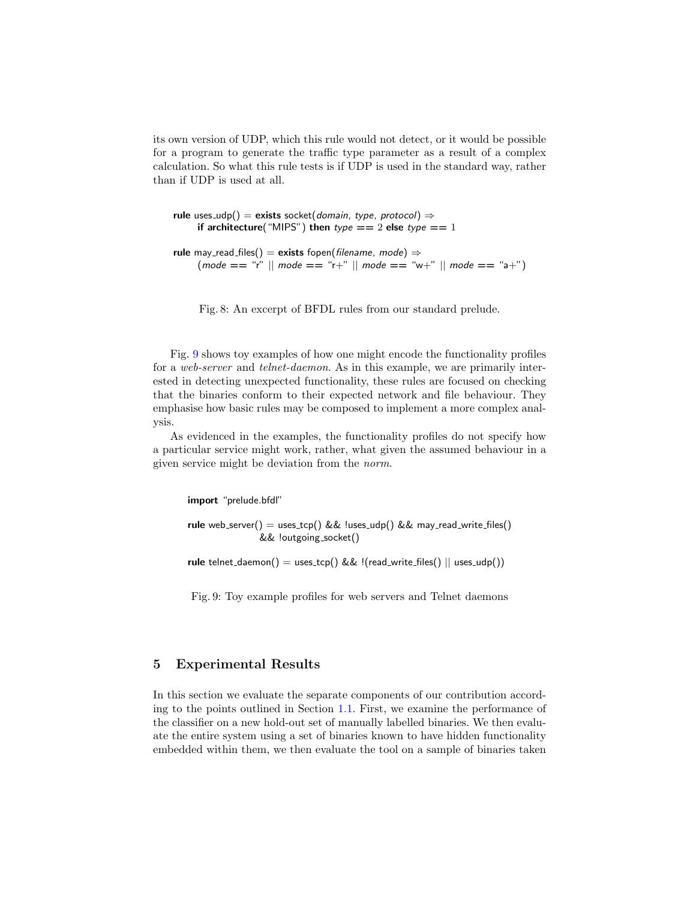its own version of UDP, which this rule would not detect, or it would be possible for a program to generate the traffic type parameter as a result of a complex calculation. So what this rule tests is if UDP is used in the standard way, rather than if UDP is used at all.

```
rule uses_udp() = exists socket(domain, type, protocol) ⇒
    if architecture("MIPS") then type == 2 else type == 1

rule may_read_files() = exists fopen(filename, mode) ⇒
    (mode == "r" || mode == "r+" || mode == "w+" || mode == "a+")
```

Fig. 8: An excerpt of BFDL rules from our standard prelude.

Fig. 9 shows toy examples of how one might encode the functionality profiles for a *web-server* and *telnet-daemon*. As in this example, we are primarily interested in detecting unexpected functionality, these rules are focused on checking that the binaries conform to their expected network and file behaviour. They emphasise how basic rules may be composed to implement a more complex analysis.

As evidenced in the examples, the functionality profiles do not specify how a particular service might work, rather, what given the assumed behaviour in a given service might be deviation from the *norm*.

```
import "prelude.bfdl"

rule web_server() = uses_tcp() && !uses_udp() && may_read_write_files()
                && !outgoing_socket()

rule telnet_daemon() = uses_tcp() && !(read_write_files() || uses_udp())
```

Fig. 9: Toy example profiles for web servers and Telnet daemons

## 5 Experimental Results

In this section we evaluate the separate components of our contribution according to the points outlined in Section 1.1. First, we examine the performance of the classifier on a new hold-out set of manually labelled binaries. We then evaluate the entire system using a set of binaries known to have hidden functionality embedded within them, we then evaluate the tool on a sample of binaries taken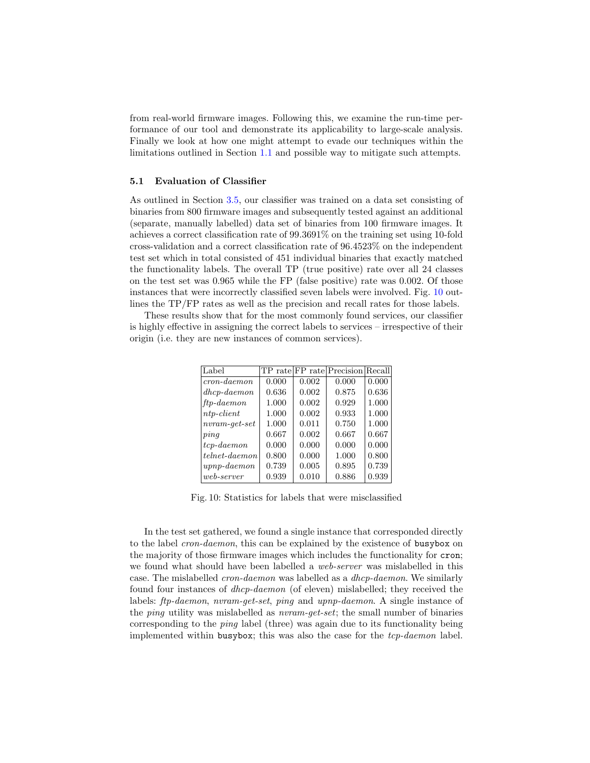from real-world firmware images. Following this, we examine the run-time performance of our tool and demonstrate its applicability to large-scale analysis. Finally we look at how one might attempt to evade our techniques within the limitations outlined in Section 1.1 and possible way to mitigate such attempts.

### 5.1 Evaluation of Classifier

As outlined in Section 3.5, our classifier was trained on a data set consisting of binaries from 800 firmware images and subsequently tested against an additional (separate, manually labelled) data set of binaries from 100 firmware images. It achieves a correct classification rate of 99.3691% on the training set using 10-fold cross-validation and a correct classification rate of 96.4523% on the independent test set which in total consisted of 451 individual binaries that exactly matched the functionality labels. The overall TP (true positive) rate over all 24 classes on the test set was 0.965 while the FP (false positive) rate was 0.002. Of those instances that were incorrectly classified seven labels were involved. Fig. 10 outlines the TP/FP rates as well as the precision and recall rates for those labels.

These results show that for the most commonly found services, our classifier is highly effective in assigning the correct labels to services – irrespective of their origin (i.e. they are new instances of common services).

| Label | TP rate | FP rate | Precision | Recall |
|---|---|---|---|---|
| *cron-daemon* | 0.000 | 0.002 | 0.000 | 0.000 |
| *dhcp-daemon* | 0.636 | 0.002 | 0.875 | 0.636 |
| *ftp-daemon* | 1.000 | 0.002 | 0.929 | 1.000 |
| *ntp-client* | 1.000 | 0.002 | 0.933 | 1.000 |
| *nvram-get-set* | 1.000 | 0.011 | 0.750 | 1.000 |
| *ping* | 0.667 | 0.002 | 0.667 | 0.667 |
| *tcp-daemon* | 0.000 | 0.000 | 0.000 | 0.000 |
| *telnet-daemon* | 0.800 | 0.000 | 1.000 | 0.800 |
| *upnp-daemon* | 0.739 | 0.005 | 0.895 | 0.739 |
| *web-server* | 0.939 | 0.010 | 0.886 | 0.939 |

Fig. 10: Statistics for labels that were misclassified

In the test set gathered, we found a single instance that corresponded directly to the label *cron-daemon*, this can be explained by the existence of `busybox` on the majority of those firmware images which includes the functionality for `cron`; we found what should have been labelled a *web-server* was mislabelled in this case. The mislabelled *cron-daemon* was labelled as a *dhcp-daemon*. We similarly found four instances of *dhcp-daemon* (of eleven) mislabelled; they received the labels: *ftp-daemon*, *nvram-get-set*, *ping* and *upnp-daemon*. A single instance of the *ping* utility was mislabelled as *nvram-get-set*; the small number of binaries corresponding to the *ping* label (three) was again due to its functionality being implemented within `busybox`; this was also the case for the *tcp-daemon* label.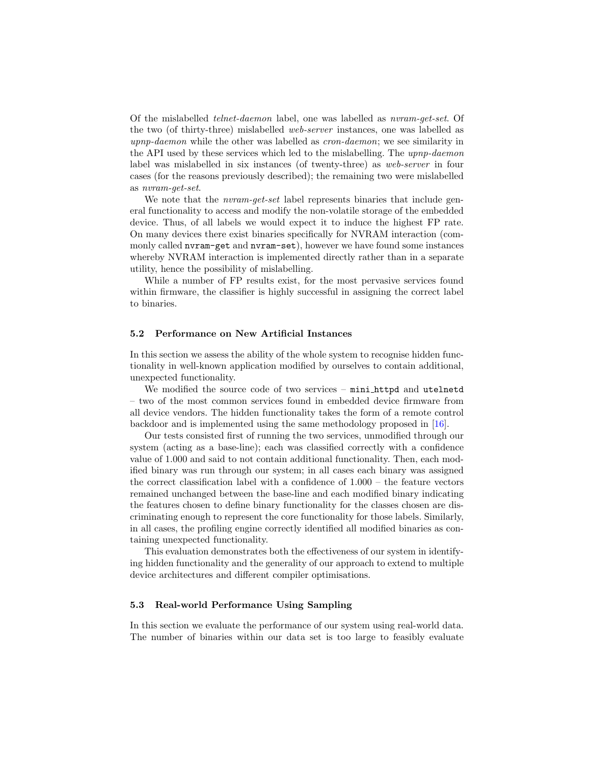Of the mislabelled *telnet-daemon* label, one was labelled as *nvram-get-set*. Of the two (of thirty-three) mislabelled *web-server* instances, one was labelled as *upnp-daemon* while the other was labelled as *cron-daemon*; we see similarity in the API used by these services which led to the mislabelling. The *upnp-daemon* label was mislabelled in six instances (of twenty-three) as *web-server* in four cases (for the reasons previously described); the remaining two were mislabelled as *nvram-get-set*.

We note that the *nvram-get-set* label represents binaries that include general functionality to access and modify the non-volatile storage of the embedded device. Thus, of all labels we would expect it to induce the highest FP rate. On many devices there exist binaries specifically for NVRAM interaction (commonly called `nvram-get` and `nvram-set`), however we have found some instances whereby NVRAM interaction is implemented directly rather than in a separate utility, hence the possibility of mislabelling.

While a number of FP results exist, for the most pervasive services found within firmware, the classifier is highly successful in assigning the correct label to binaries.

### 5.2 Performance on New Artificial Instances

In this section we assess the ability of the whole system to recognise hidden functionality in well-known application modified by ourselves to contain additional, unexpected functionality.

We modified the source code of two services – `mini_httpd` and `utelnetd` – two of the most common services found in embedded device firmware from all device vendors. The hidden functionality takes the form of a remote control backdoor and is implemented using the same methodology proposed in [16].

Our tests consisted first of running the two services, unmodified through our system (acting as a base-line); each was classified correctly with a confidence value of 1.000 and said to not contain additional functionality. Then, each modified binary was run through our system; in all cases each binary was assigned the correct classification label with a confidence of 1.000 – the feature vectors remained unchanged between the base-line and each modified binary indicating the features chosen to define binary functionality for the classes chosen are discriminating enough to represent the core functionality for those labels. Similarly, in all cases, the profiling engine correctly identified all modified binaries as containing unexpected functionality.

This evaluation demonstrates both the effectiveness of our system in identifying hidden functionality and the generality of our approach to extend to multiple device architectures and different compiler optimisations.

### 5.3 Real-world Performance Using Sampling

In this section we evaluate the performance of our system using real-world data. The number of binaries within our data set is too large to feasibly evaluate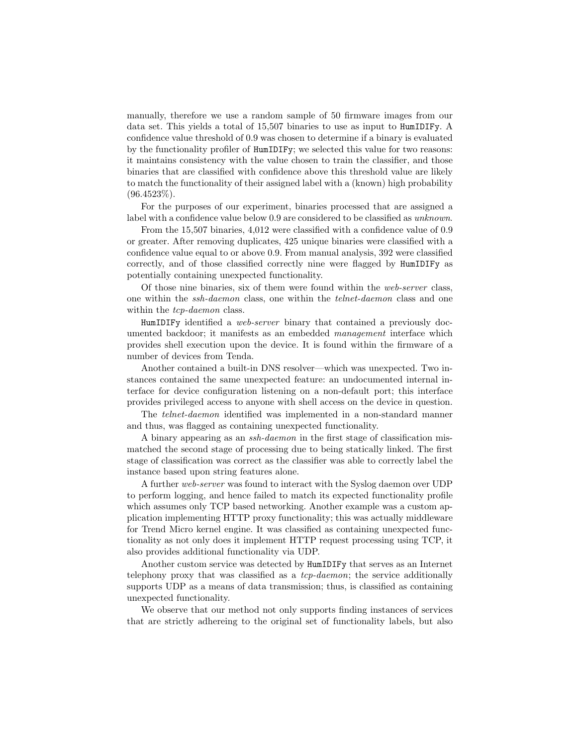manually, therefore we use a random sample of 50 firmware images from our data set. This yields a total of 15,507 binaries to use as input to HumIDIFy. A confidence value threshold of 0.9 was chosen to determine if a binary is evaluated by the functionality profiler of HumIDIFy; we selected this value for two reasons: it maintains consistency with the value chosen to train the classifier, and those binaries that are classified with confidence above this threshold value are likely to match the functionality of their assigned label with a (known) high probability (96.4523%).

For the purposes of our experiment, binaries processed that are assigned a label with a confidence value below 0.9 are considered to be classified as *unknown*.

From the 15,507 binaries, 4,012 were classified with a confidence value of 0.9 or greater. After removing duplicates, 425 unique binaries were classified with a confidence value equal to or above 0.9. From manual analysis, 392 were classified correctly, and of those classified correctly nine were flagged by HumIDIFy as potentially containing unexpected functionality.

Of those nine binaries, six of them were found within the *web-server* class, one within the *ssh-daemon* class, one within the *telnet-daemon* class and one within the *tcp-daemon* class.

HumIDIFy identified a *web-server* binary that contained a previously documented backdoor; it manifests as an embedded *management* interface which provides shell execution upon the device. It is found within the firmware of a number of devices from Tenda.

Another contained a built-in DNS resolver—which was unexpected. Two instances contained the same unexpected feature: an undocumented internal interface for device configuration listening on a non-default port; this interface provides privileged access to anyone with shell access on the device in question.

The *telnet-daemon* identified was implemented in a non-standard manner and thus, was flagged as containing unexpected functionality.

A binary appearing as an *ssh-daemon* in the first stage of classification mismatched the second stage of processing due to being statically linked. The first stage of classification was correct as the classifier was able to correctly label the instance based upon string features alone.

A further *web-server* was found to interact with the Syslog daemon over UDP to perform logging, and hence failed to match its expected functionality profile which assumes only TCP based networking. Another example was a custom application implementing HTTP proxy functionality; this was actually middleware for Trend Micro kernel engine. It was classified as containing unexpected functionality as not only does it implement HTTP request processing using TCP, it also provides additional functionality via UDP.

Another custom service was detected by HumIDIFy that serves as an Internet telephony proxy that was classified as a *tcp-daemon*; the service additionally supports UDP as a means of data transmission; thus, is classified as containing unexpected functionality.

We observe that our method not only supports finding instances of services that are strictly adhereing to the original set of functionality labels, but also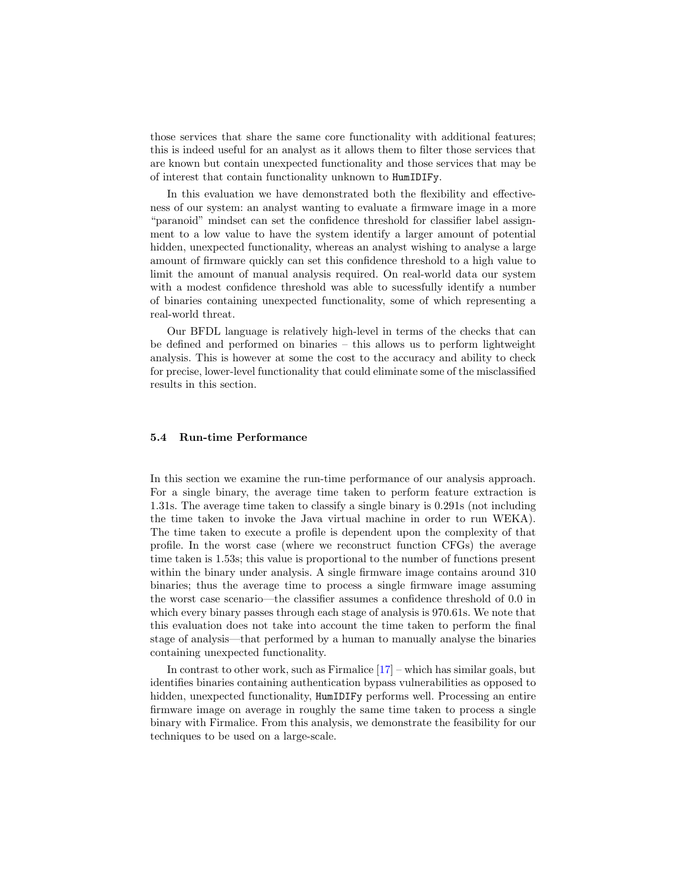those services that share the same core functionality with additional features; this is indeed useful for an analyst as it allows them to filter those services that are known but contain unexpected functionality and those services that may be of interest that contain functionality unknown to `HumIDIFy`.

In this evaluation we have demonstrated both the flexibility and effectiveness of our system: an analyst wanting to evaluate a firmware image in a more "paranoid" mindset can set the confidence threshold for classifier label assignment to a low value to have the system identify a larger amount of potential hidden, unexpected functionality, whereas an analyst wishing to analyse a large amount of firmware quickly can set this confidence threshold to a high value to limit the amount of manual analysis required. On real-world data our system with a modest confidence threshold was able to sucessfully identify a number of binaries containing unexpected functionality, some of which representing a real-world threat.

Our BFDL language is relatively high-level in terms of the checks that can be defined and performed on binaries – this allows us to perform lightweight analysis. This is however at some the cost to the accuracy and ability to check for precise, lower-level functionality that could eliminate some of the misclassified results in this section.

### 5.4 Run-time Performance

In this section we examine the run-time performance of our analysis approach. For a single binary, the average time taken to perform feature extraction is 1.31s. The average time taken to classify a single binary is 0.291s (not including the time taken to invoke the Java virtual machine in order to run WEKA). The time taken to execute a profile is dependent upon the complexity of that profile. In the worst case (where we reconstruct function CFGs) the average time taken is 1.53s; this value is proportional to the number of functions present within the binary under analysis. A single firmware image contains around 310 binaries; thus the average time to process a single firmware image assuming the worst case scenario—the classifier assumes a confidence threshold of 0.0 in which every binary passes through each stage of analysis is 970.61s. We note that this evaluation does not take into account the time taken to perform the final stage of analysis—that performed by a human to manually analyse the binaries containing unexpected functionality.

In contrast to other work, such as Firmalice [17] – which has similar goals, but identifies binaries containing authentication bypass vulnerabilities as opposed to hidden, unexpected functionality, `HumIDIFy` performs well. Processing an entire firmware image on average in roughly the same time taken to process a single binary with Firmalice. From this analysis, we demonstrate the feasibility for our techniques to be used on a large-scale.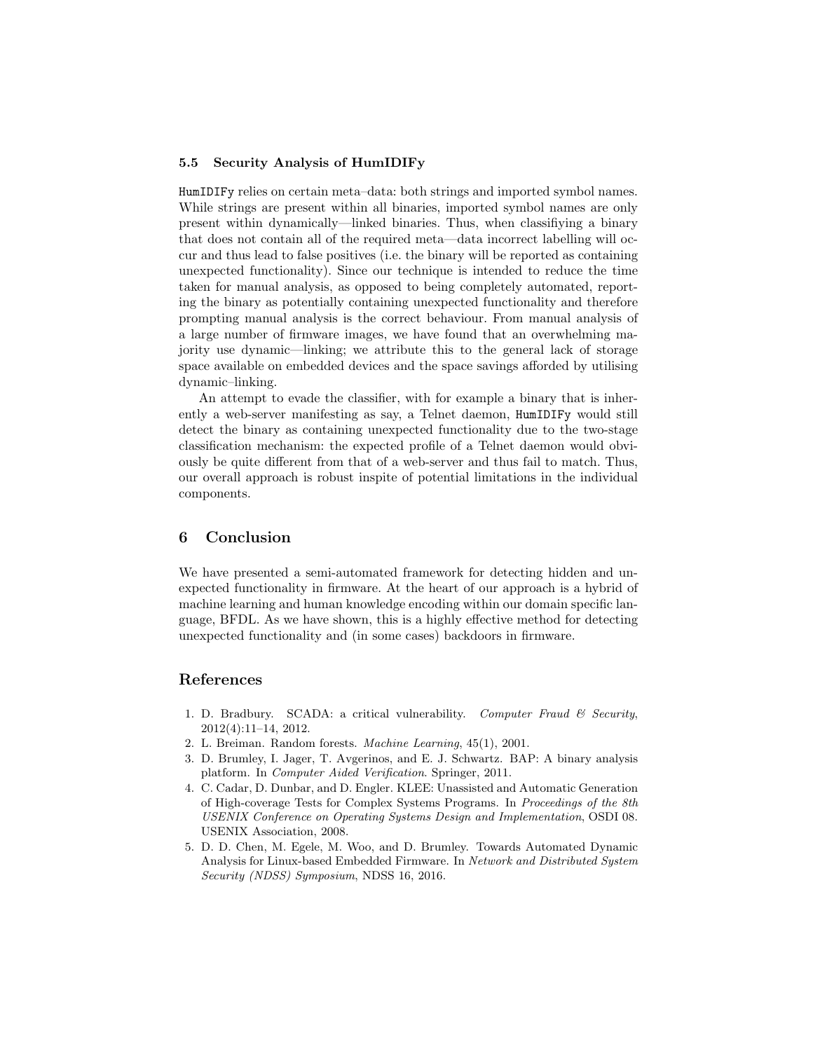### 5.5 Security Analysis of HumIDIFy

`HumIDIFy` relies on certain meta–data: both strings and imported symbol names. While strings are present within all binaries, imported symbol names are only present within dynamically—linked binaries. Thus, when classifiying a binary that does not contain all of the required meta—data incorrect labelling will occur and thus lead to false positives (i.e. the binary will be reported as containing unexpected functionality). Since our technique is intended to reduce the time taken for manual analysis, as opposed to being completely automated, reporting the binary as potentially containing unexpected functionality and therefore prompting manual analysis is the correct behaviour. From manual analysis of a large number of firmware images, we have found that an overwhelming majority use dynamic—linking; we attribute this to the general lack of storage space available on embedded devices and the space savings afforded by utilising dynamic–linking.

An attempt to evade the classifier, with for example a binary that is inherently a web-server manifesting as say, a Telnet daemon, `HumIDIFy` would still detect the binary as containing unexpected functionality due to the two-stage classification mechanism: the expected profile of a Telnet daemon would obviously be quite different from that of a web-server and thus fail to match. Thus, our overall approach is robust inspite of potential limitations in the individual components.

## 6 Conclusion

We have presented a semi-automated framework for detecting hidden and unexpected functionality in firmware. At the heart of our approach is a hybrid of machine learning and human knowledge encoding within our domain specific language, BFDL. As we have shown, this is a highly effective method for detecting unexpected functionality and (in some cases) backdoors in firmware.

## References

1. D. Bradbury. SCADA: a critical vulnerability. *Computer Fraud & Security*, 2012(4):11–14, 2012.
2. L. Breiman. Random forests. *Machine Learning*, 45(1), 2001.
3. D. Brumley, I. Jager, T. Avgerinos, and E. J. Schwartz. BAP: A binary analysis platform. In *Computer Aided Verification*. Springer, 2011.
4. C. Cadar, D. Dunbar, and D. Engler. KLEE: Unassisted and Automatic Generation of High-coverage Tests for Complex Systems Programs. In *Proceedings of the 8th USENIX Conference on Operating Systems Design and Implementation*, OSDI 08. USENIX Association, 2008.
5. D. D. Chen, M. Egele, M. Woo, and D. Brumley. Towards Automated Dynamic Analysis for Linux-based Embedded Firmware. In *Network and Distributed System Security (NDSS) Symposium*, NDSS 16, 2016.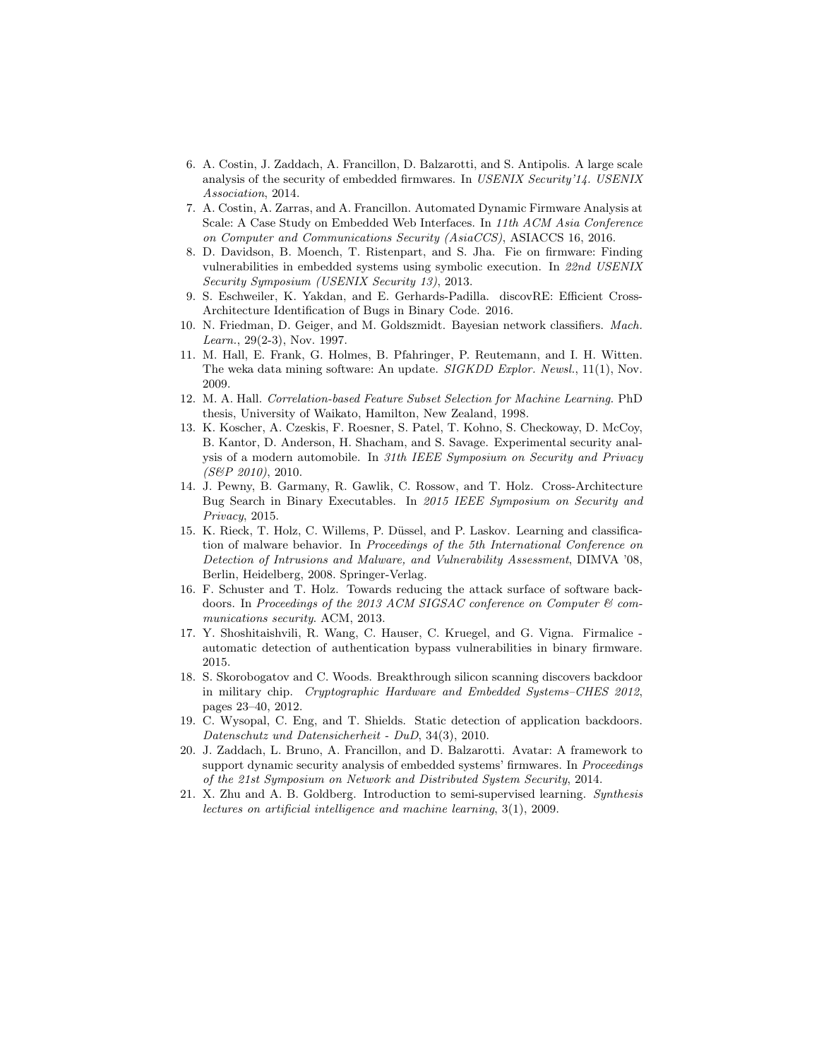6. A. Costin, J. Zaddach, A. Francillon, D. Balzarotti, and S. Antipolis. A large scale analysis of the security of embedded firmwares. In *USENIX Security'14. USENIX Association*, 2014.
7. A. Costin, A. Zarras, and A. Francillon. Automated Dynamic Firmware Analysis at Scale: A Case Study on Embedded Web Interfaces. In *11th ACM Asia Conference on Computer and Communications Security (AsiaCCS)*, ASIACCS 16, 2016.
8. D. Davidson, B. Moench, T. Ristenpart, and S. Jha. Fie on firmware: Finding vulnerabilities in embedded systems using symbolic execution. In *22nd USENIX Security Symposium (USENIX Security 13)*, 2013.
9. S. Eschweiler, K. Yakdan, and E. Gerhards-Padilla. discovRE: Efficient Cross-Architecture Identification of Bugs in Binary Code. 2016.
10. N. Friedman, D. Geiger, and M. Goldszmidt. Bayesian network classifiers. *Mach. Learn.*, 29(2-3), Nov. 1997.
11. M. Hall, E. Frank, G. Holmes, B. Pfahringer, P. Reutemann, and I. H. Witten. The weka data mining software: An update. *SIGKDD Explor. Newsl.*, 11(1), Nov. 2009.
12. M. A. Hall. *Correlation-based Feature Subset Selection for Machine Learning*. PhD thesis, University of Waikato, Hamilton, New Zealand, 1998.
13. K. Koscher, A. Czeskis, F. Roesner, S. Patel, T. Kohno, S. Checkoway, D. McCoy, B. Kantor, D. Anderson, H. Shacham, and S. Savage. Experimental security analysis of a modern automobile. In *31th IEEE Symposium on Security and Privacy (S&P 2010)*, 2010.
14. J. Pewny, B. Garmany, R. Gawlik, C. Rossow, and T. Holz. Cross-Architecture Bug Search in Binary Executables. In *2015 IEEE Symposium on Security and Privacy*, 2015.
15. K. Rieck, T. Holz, C. Willems, P. Düssel, and P. Laskov. Learning and classification of malware behavior. In *Proceedings of the 5th International Conference on Detection of Intrusions and Malware, and Vulnerability Assessment*, DIMVA '08, Berlin, Heidelberg, 2008. Springer-Verlag.
16. F. Schuster and T. Holz. Towards reducing the attack surface of software backdoors. In *Proceedings of the 2013 ACM SIGSAC conference on Computer & communications security*. ACM, 2013.
17. Y. Shoshitaishvili, R. Wang, C. Hauser, C. Kruegel, and G. Vigna. Firmalice - automatic detection of authentication bypass vulnerabilities in binary firmware. 2015.
18. S. Skorobogatov and C. Woods. Breakthrough silicon scanning discovers backdoor in military chip. *Cryptographic Hardware and Embedded Systems–CHES 2012*, pages 23–40, 2012.
19. C. Wysopal, C. Eng, and T. Shields. Static detection of application backdoors. *Datenschutz und Datensicherheit - DuD*, 34(3), 2010.
20. J. Zaddach, L. Bruno, A. Francillon, and D. Balzarotti. Avatar: A framework to support dynamic security analysis of embedded systems' firmwares. In *Proceedings of the 21st Symposium on Network and Distributed System Security*, 2014.
21. X. Zhu and A. B. Goldberg. Introduction to semi-supervised learning. *Synthesis lectures on artificial intelligence and machine learning*, 3(1), 2009.